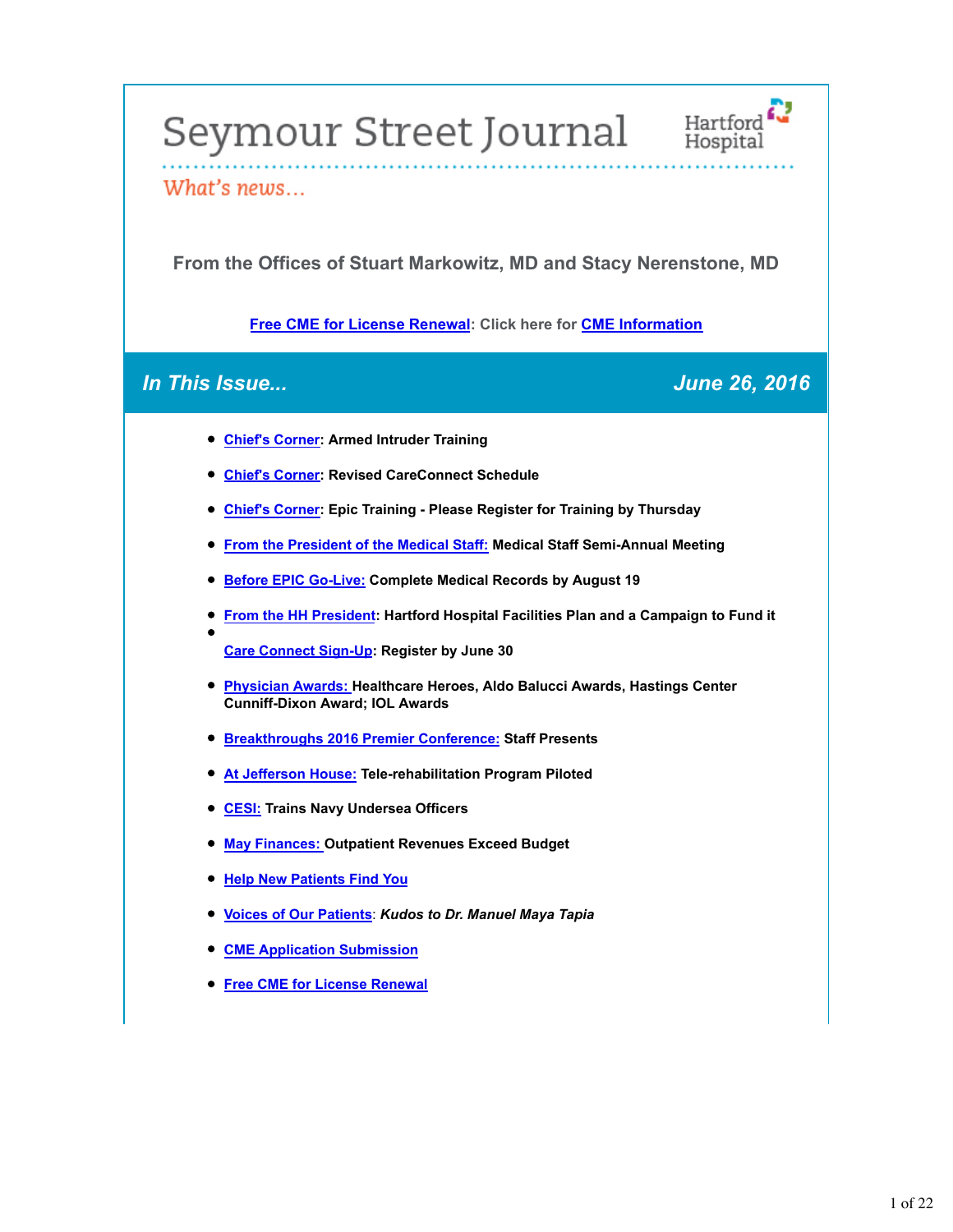# Seymour Street Journal

Hartford Hospital

*What's news...*

### From the Offices of Stuart Markowitz, MD and Stacy Nerenstone, MD

**Free CME for License Renewal: Click here for CME Information**

## *In This Issue...* *June 26, 2016*

- **Chief's Corner: Armed Intruder Training**
- **Chief's Corner: Revised CareConnect Schedule**
- **Chief's Corner: Epic Training - Please Register for Training by Thursday**
- **From the President of the Medical Staff: Medical Staff Semi-Annual Meeting**
- **Before EPIC Go-Live: Complete Medical Records by August 19**
- **From the HH President: Hartford Hospital Facilities Plan and a Campaign to Fund it**
- **Care Connect Sign-Up: Register by June 30**
- **Physician Awards: Healthcare Heroes, Aldo Balucci Awards, Hastings Center Cunniff-Dixon Award; IOL Awards**
- **Breakthroughs 2016 Premier Conference: Staff Presents**
- **At Jefferson House: Tele-rehabilitation Program Piloted**
- **CESI: Trains Navy Undersea Officers**
- **May Finances: Outpatient Revenues Exceed Budget**
- **Help New Patients Find You**
- **Voices of Our Patients: *Kudos to Dr. Manuel Maya Tapia***
- **CME Application Submission**
- **Free CME for License Renewal**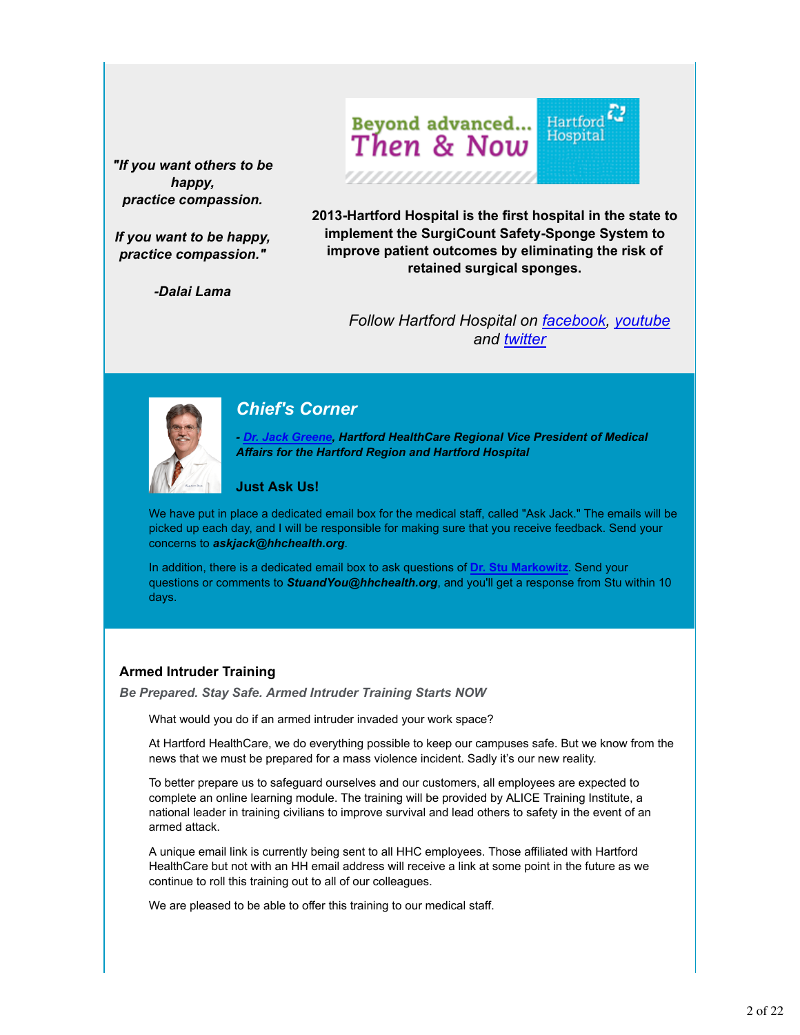*"If you want others to be happy, practice compassion.*

*If you want to be happy, practice compassion."*

*-Dalai Lama*

Beyond advanced... Then & Now — Hartford Hospital

**2013-Hartford Hospital is the first hospital in the state to implement the SurgiCount Safety-Sponge System to improve patient outcomes by eliminating the risk of retained surgical sponges.**

*Follow Hartford Hospital on facebook, youtube and twitter*

## *Chief's Corner*

***- Dr. Jack Greene, Hartford HealthCare Regional Vice President of Medical Affairs for the Hartford Region and Hartford Hospital***

### Just Ask Us!

We have put in place a dedicated email box for the medical staff, called "Ask Jack." The emails will be picked up each day, and I will be responsible for making sure that you receive feedback. Send your concerns to ***askjack@hhchealth.org***.

In addition, there is a dedicated email box to ask questions of **Dr. Stu Markowitz**. Send your questions or comments to ***StuandYou@hhchealth.org***, and you'll get a response from Stu within 10 days.

### Armed Intruder Training

***Be Prepared. Stay Safe. Armed Intruder Training Starts NOW***

What would you do if an armed intruder invaded your work space?

At Hartford HealthCare, we do everything possible to keep our campuses safe. But we know from the news that we must be prepared for a mass violence incident. Sadly it's our new reality.

To better prepare us to safeguard ourselves and our customers, all employees are expected to complete an online learning module. The training will be provided by ALICE Training Institute, a national leader in training civilians to improve survival and lead others to safety in the event of an armed attack.

A unique email link is currently being sent to all HHC employees. Those affiliated with Hartford HealthCare but not with an HH email address will receive a link at some point in the future as we continue to roll this training out to all of our colleagues.

We are pleased to be able to offer this training to our medical staff.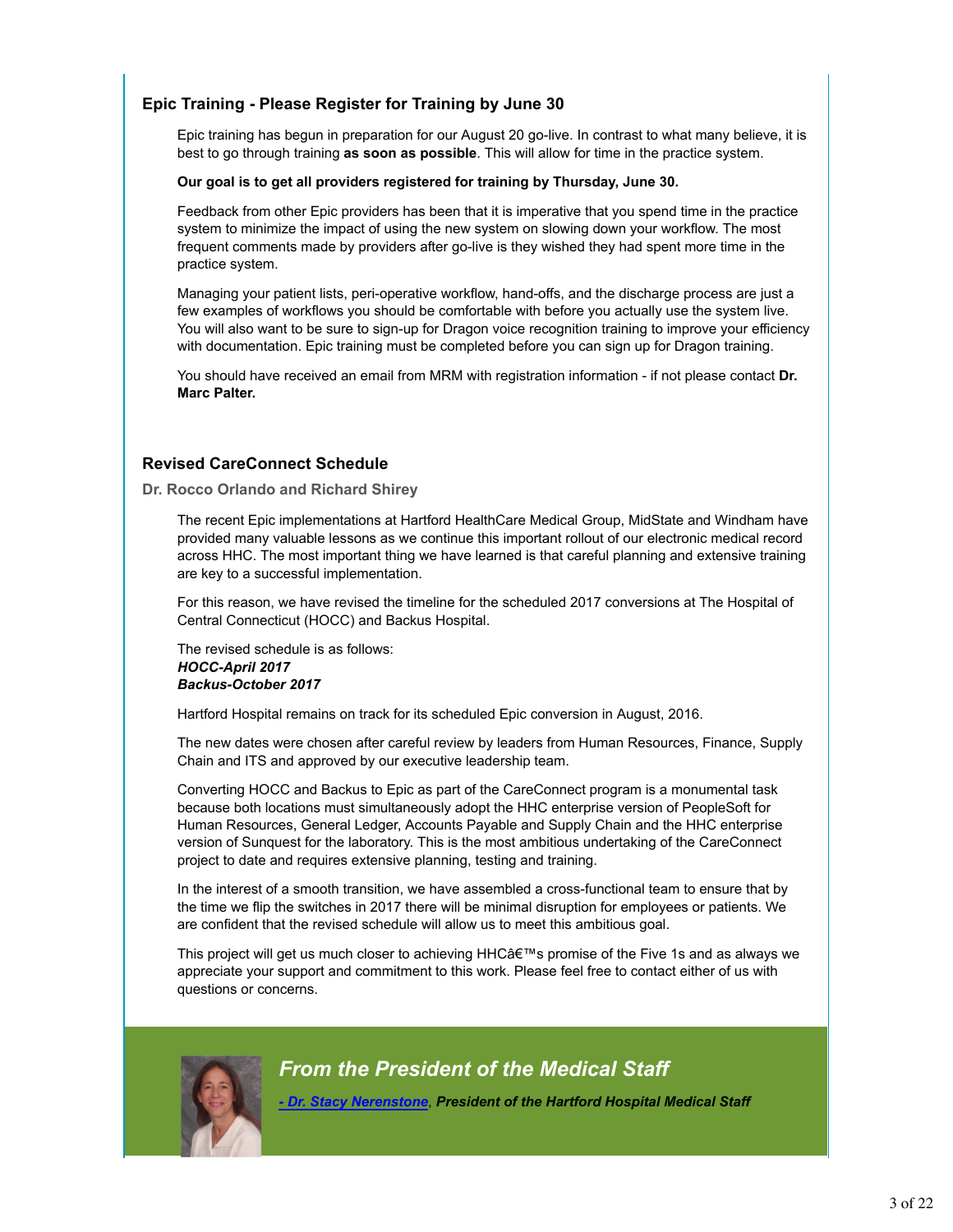### Epic Training - Please Register for Training by June 30

Epic training has begun in preparation for our August 20 go-live. In contrast to what many believe, it is best to go through training **as soon as possible**. This will allow for time in the practice system.

**Our goal is to get all providers registered for training by Thursday, June 30.**

Feedback from other Epic providers has been that it is imperative that you spend time in the practice system to minimize the impact of using the new system on slowing down your workflow. The most frequent comments made by providers after go-live is they wished they had spent more time in the practice system.

Managing your patient lists, peri-operative workflow, hand-offs, and the discharge process are just a few examples of workflows you should be comfortable with before you actually use the system live. You will also want to be sure to sign-up for Dragon voice recognition training to improve your efficiency with documentation. Epic training must be completed before you can sign up for Dragon training.

You should have received an email from MRM with registration information - if not please contact **Dr. Marc Palter.**

### Revised CareConnect Schedule

**Dr. Rocco Orlando and Richard Shirey**

The recent Epic implementations at Hartford HealthCare Medical Group, MidState and Windham have provided many valuable lessons as we continue this important rollout of our electronic medical record across HHC. The most important thing we have learned is that careful planning and extensive training are key to a successful implementation.

For this reason, we have revised the timeline for the scheduled 2017 conversions at The Hospital of Central Connecticut (HOCC) and Backus Hospital.

The revised schedule is as follows:
***HOCC-April 2017***
***Backus-October 2017***

Hartford Hospital remains on track for its scheduled Epic conversion in August, 2016.

The new dates were chosen after careful review by leaders from Human Resources, Finance, Supply Chain and ITS and approved by our executive leadership team.

Converting HOCC and Backus to Epic as part of the CareConnect program is a monumental task because both locations must simultaneously adopt the HHC enterprise version of PeopleSoft for Human Resources, General Ledger, Accounts Payable and Supply Chain and the HHC enterprise version of Sunquest for the laboratory. This is the most ambitious undertaking of the CareConnect project to date and requires extensive planning, testing and training.

In the interest of a smooth transition, we have assembled a cross-functional team to ensure that by the time we flip the switches in 2017 there will be minimal disruption for employees or patients. We are confident that the revised schedule will allow us to meet this ambitious goal.

This project will get us much closer to achieving HHCâ€™s promise of the Five 1s and as always we appreciate your support and commitment to this work. Please feel free to contact either of us with questions or concerns.

## *From the President of the Medical Staff*

***- Dr. Stacy Nerenstone, President of the Hartford Hospital Medical Staff***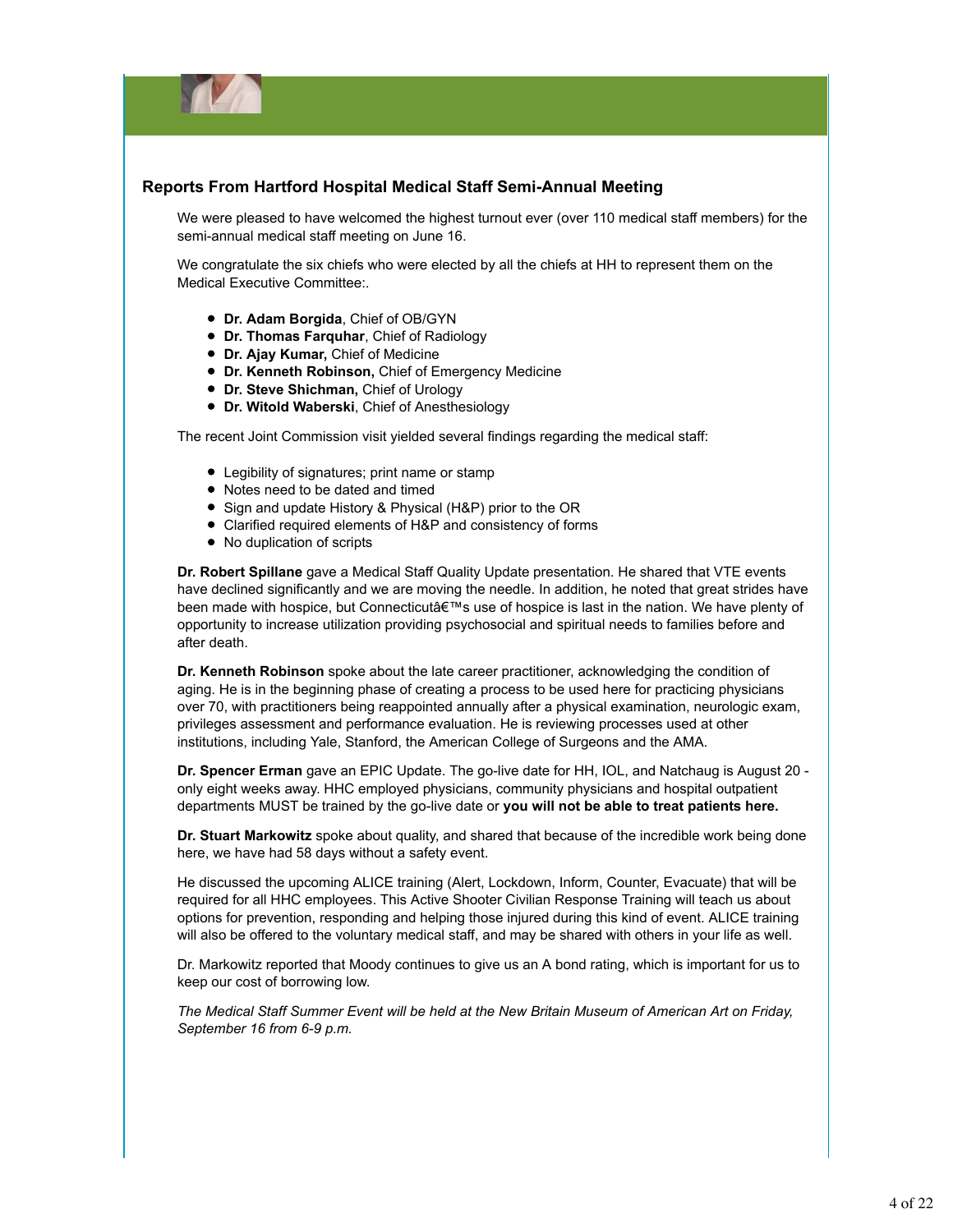## Reports From Hartford Hospital Medical Staff Semi-Annual Meeting

We were pleased to have welcomed the highest turnout ever (over 110 medical staff members) for the semi-annual medical staff meeting on June 16.

We congratulate the six chiefs who were elected by all the chiefs at HH to represent them on the Medical Executive Committee:.

- **Dr. Adam Borgida**, Chief of OB/GYN
- **Dr. Thomas Farquhar**, Chief of Radiology
- **Dr. Ajay Kumar,** Chief of Medicine
- **Dr. Kenneth Robinson,** Chief of Emergency Medicine
- **Dr. Steve Shichman,** Chief of Urology
- **Dr. Witold Waberski**, Chief of Anesthesiology

The recent Joint Commission visit yielded several findings regarding the medical staff:

- Legibility of signatures; print name or stamp
- Notes need to be dated and timed
- Sign and update History & Physical (H&P) prior to the OR
- Clarified required elements of H&P and consistency of forms
- No duplication of scripts

**Dr. Robert Spillane** gave a Medical Staff Quality Update presentation. He shared that VTE events have declined significantly and we are moving the needle. In addition, he noted that great strides have been made with hospice, but Connecticutâ€™s use of hospice is last in the nation. We have plenty of opportunity to increase utilization providing psychosocial and spiritual needs to families before and after death.

**Dr. Kenneth Robinson** spoke about the late career practitioner, acknowledging the condition of aging. He is in the beginning phase of creating a process to be used here for practicing physicians over 70, with practitioners being reappointed annually after a physical examination, neurologic exam, privileges assessment and performance evaluation. He is reviewing processes used at other institutions, including Yale, Stanford, the American College of Surgeons and the AMA.

**Dr. Spencer Erman** gave an EPIC Update. The go-live date for HH, IOL, and Natchaug is August 20 - only eight weeks away. HHC employed physicians, community physicians and hospital outpatient departments MUST be trained by the go-live date or **you will not be able to treat patients here.**

**Dr. Stuart Markowitz** spoke about quality, and shared that because of the incredible work being done here, we have had 58 days without a safety event.

He discussed the upcoming ALICE training (Alert, Lockdown, Inform, Counter, Evacuate) that will be required for all HHC employees. This Active Shooter Civilian Response Training will teach us about options for prevention, responding and helping those injured during this kind of event. ALICE training will also be offered to the voluntary medical staff, and may be shared with others in your life as well.

Dr. Markowitz reported that Moody continues to give us an A bond rating, which is important for us to keep our cost of borrowing low.

*The Medical Staff Summer Event will be held at the New Britain Museum of American Art on Friday, September 16 from 6-9 p.m.*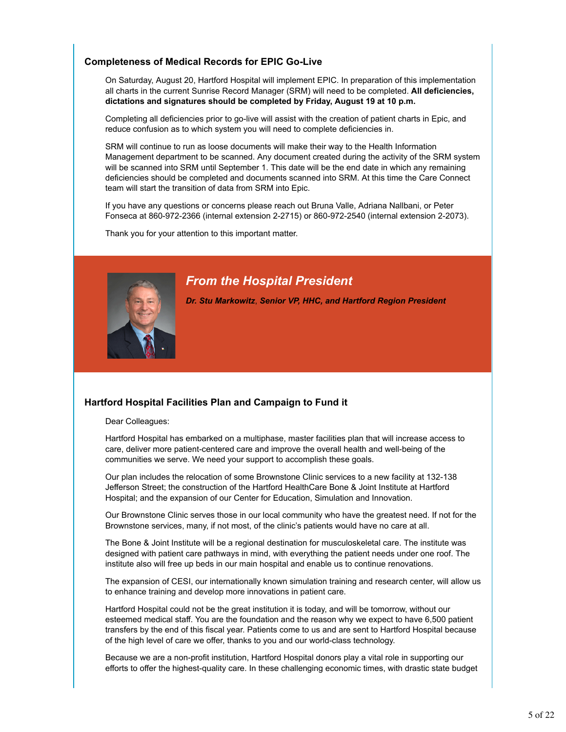### Completeness of Medical Records for EPIC Go-Live

On Saturday, August 20, Hartford Hospital will implement EPIC. In preparation of this implementation all charts in the current Sunrise Record Manager (SRM) will need to be completed. **All deficiencies, dictations and signatures should be completed by Friday, August 19 at 10 p.m.**

Completing all deficiencies prior to go-live will assist with the creation of patient charts in Epic, and reduce confusion as to which system you will need to complete deficiencies in.

SRM will continue to run as loose documents will make their way to the Health Information Management department to be scanned. Any document created during the activity of the SRM system will be scanned into SRM until September 1. This date will be the end date in which any remaining deficiencies should be completed and documents scanned into SRM. At this time the Care Connect team will start the transition of data from SRM into Epic.

If you have any questions or concerns please reach out Bruna Valle, Adriana Nallbani, or Peter Fonseca at 860-972-2366 (internal extension 2-2715) or 860-972-2540 (internal extension 2-2073).

Thank you for your attention to this important matter.

## *From the Hospital President*

***Dr. Stu Markowitz, Senior VP, HHC, and Hartford Region President***

### Hartford Hospital Facilities Plan and Campaign to Fund it

Dear Colleagues:

Hartford Hospital has embarked on a multiphase, master facilities plan that will increase access to care, deliver more patient-centered care and improve the overall health and well-being of the communities we serve. We need your support to accomplish these goals.

Our plan includes the relocation of some Brownstone Clinic services to a new facility at 132-138 Jefferson Street; the construction of the Hartford HealthCare Bone & Joint Institute at Hartford Hospital; and the expansion of our Center for Education, Simulation and Innovation.

Our Brownstone Clinic serves those in our local community who have the greatest need. If not for the Brownstone services, many, if not most, of the clinic's patients would have no care at all.

The Bone & Joint Institute will be a regional destination for musculoskeletal care. The institute was designed with patient care pathways in mind, with everything the patient needs under one roof. The institute also will free up beds in our main hospital and enable us to continue renovations.

The expansion of CESI, our internationally known simulation training and research center, will allow us to enhance training and develop more innovations in patient care.

Hartford Hospital could not be the great institution it is today, and will be tomorrow, without our esteemed medical staff. You are the foundation and the reason why we expect to have 6,500 patient transfers by the end of this fiscal year. Patients come to us and are sent to Hartford Hospital because of the high level of care we offer, thanks to you and our world-class technology.

Because we are a non-profit institution, Hartford Hospital donors play a vital role in supporting our efforts to offer the highest-quality care. In these challenging economic times, with drastic state budget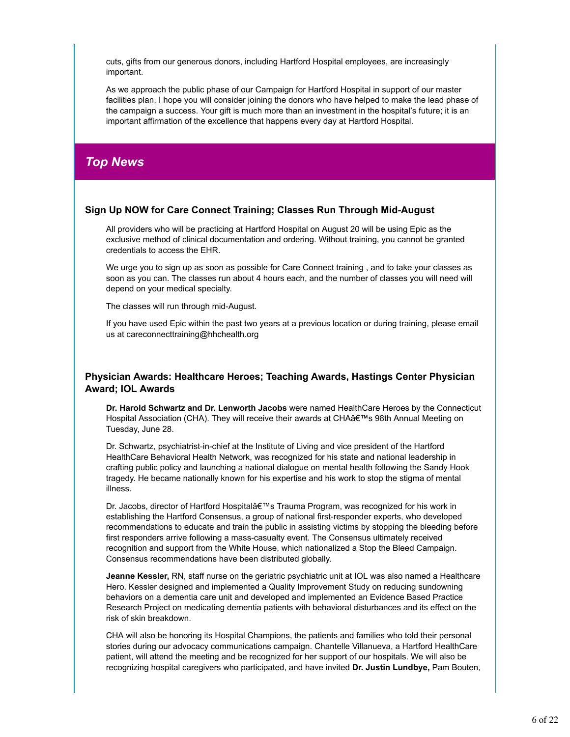cuts, gifts from our generous donors, including Hartford Hospital employees, are increasingly important.

As we approach the public phase of our Campaign for Hartford Hospital in support of our master facilities plan, I hope you will consider joining the donors who have helped to make the lead phase of the campaign a success. Your gift is much more than an investment in the hospital's future; it is an important affirmation of the excellence that happens every day at Hartford Hospital.

## *Top News*

### Sign Up NOW for Care Connect Training; Classes Run Through Mid-August

All providers who will be practicing at Hartford Hospital on August 20 will be using Epic as the exclusive method of clinical documentation and ordering. Without training, you cannot be granted credentials to access the EHR.

We urge you to sign up as soon as possible for Care Connect training , and to take your classes as soon as you can. The classes run about 4 hours each, and the number of classes you will need will depend on your medical specialty.

The classes will run through mid-August.

If you have used Epic within the past two years at a previous location or during training, please email us at careconnecttraining@hhchealth.org

### Physician Awards: Healthcare Heroes; Teaching Awards, Hastings Center Physician Award; IOL Awards

**Dr. Harold Schwartz and Dr. Lenworth Jacobs** were named HealthCare Heroes by the Connecticut Hospital Association (CHA). They will receive their awards at CHAâ€™s 98th Annual Meeting on Tuesday, June 28.

Dr. Schwartz, psychiatrist-in-chief at the Institute of Living and vice president of the Hartford HealthCare Behavioral Health Network, was recognized for his state and national leadership in crafting public policy and launching a national dialogue on mental health following the Sandy Hook tragedy. He became nationally known for his expertise and his work to stop the stigma of mental illness.

Dr. Jacobs, director of Hartford Hospitalâ€™s Trauma Program, was recognized for his work in establishing the Hartford Consensus, a group of national first-responder experts, who developed recommendations to educate and train the public in assisting victims by stopping the bleeding before first responders arrive following a mass-casualty event. The Consensus ultimately received recognition and support from the White House, which nationalized a Stop the Bleed Campaign. Consensus recommendations have been distributed globally.

**Jeanne Kessler,** RN, staff nurse on the geriatric psychiatric unit at IOL was also named a Healthcare Hero. Kessler designed and implemented a Quality Improvement Study on reducing sundowning behaviors on a dementia care unit and developed and implemented an Evidence Based Practice Research Project on medicating dementia patients with behavioral disturbances and its effect on the risk of skin breakdown.

CHA will also be honoring its Hospital Champions, the patients and families who told their personal stories during our advocacy communications campaign. Chantelle Villanueva, a Hartford HealthCare patient, will attend the meeting and be recognized for her support of our hospitals. We will also be recognizing hospital caregivers who participated, and have invited **Dr. Justin Lundbye,** Pam Bouten,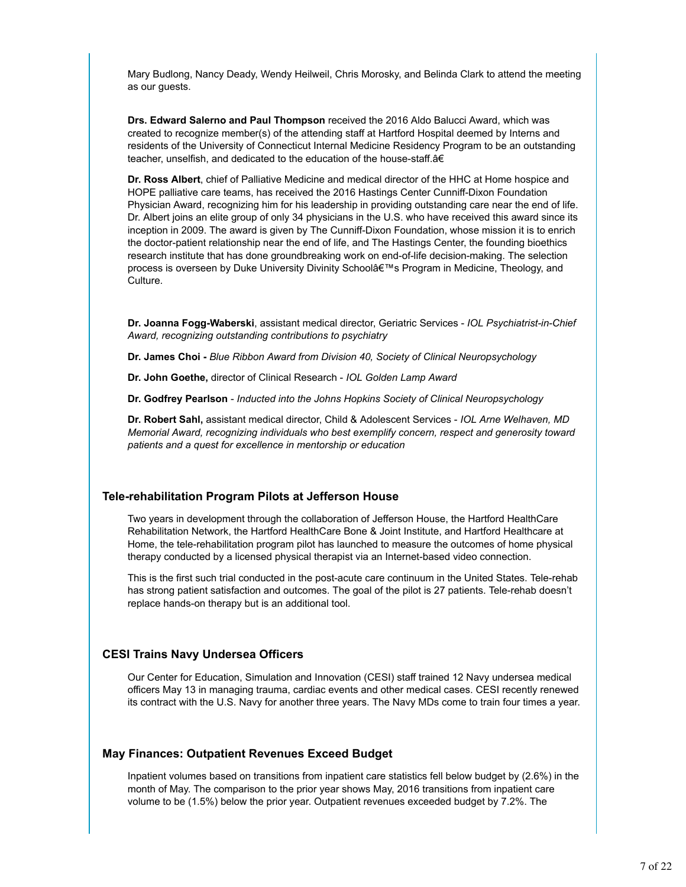Mary Budlong, Nancy Deady, Wendy Heilweil, Chris Morosky, and Belinda Clark to attend the meeting as our guests.

**Drs. Edward Salerno and Paul Thompson** received the 2016 Aldo Balucci Award, which was created to recognize member(s) of the attending staff at Hartford Hospital deemed by Interns and residents of the University of Connecticut Internal Medicine Residency Program to be an outstanding teacher, unselfish, and dedicated to the education of the house-staff.â€

**Dr. Ross Albert**, chief of Palliative Medicine and medical director of the HHC at Home hospice and HOPE palliative care teams, has received the 2016 Hastings Center Cunniff-Dixon Foundation Physician Award, recognizing him for his leadership in providing outstanding care near the end of life. Dr. Albert joins an elite group of only 34 physicians in the U.S. who have received this award since its inception in 2009. The award is given by The Cunniff-Dixon Foundation, whose mission it is to enrich the doctor-patient relationship near the end of life, and The Hastings Center, the founding bioethics research institute that has done groundbreaking work on end-of-life decision-making. The selection process is overseen by Duke University Divinity Schoolâ€™s Program in Medicine, Theology, and Culture.

**Dr. Joanna Fogg-Waberski**, assistant medical director, Geriatric Services - *IOL Psychiatrist-in-Chief Award, recognizing outstanding contributions to psychiatry*

**Dr. James Choi -** *Blue Ribbon Award from Division 40, Society of Clinical Neuropsychology*

**Dr. John Goethe,** director of Clinical Research - *IOL Golden Lamp Award*

**Dr. Godfrey Pearlson** - *Inducted into the Johns Hopkins Society of Clinical Neuropsychology*

**Dr. Robert Sahl,** assistant medical director, Child & Adolescent Services - *IOL Arne Welhaven, MD Memorial Award, recognizing individuals who best exemplify concern, respect and generosity toward patients and a quest for excellence in mentorship or education*

### Tele-rehabilitation Program Pilots at Jefferson House

Two years in development through the collaboration of Jefferson House, the Hartford HealthCare Rehabilitation Network, the Hartford HealthCare Bone & Joint Institute, and Hartford Healthcare at Home, the tele-rehabilitation program pilot has launched to measure the outcomes of home physical therapy conducted by a licensed physical therapist via an Internet-based video connection.

This is the first such trial conducted in the post-acute care continuum in the United States. Tele-rehab has strong patient satisfaction and outcomes. The goal of the pilot is 27 patients. Tele-rehab doesn't replace hands-on therapy but is an additional tool.

### CESI Trains Navy Undersea Officers

Our Center for Education, Simulation and Innovation (CESI) staff trained 12 Navy undersea medical officers May 13 in managing trauma, cardiac events and other medical cases. CESI recently renewed its contract with the U.S. Navy for another three years. The Navy MDs come to train four times a year.

### May Finances: Outpatient Revenues Exceed Budget

Inpatient volumes based on transitions from inpatient care statistics fell below budget by (2.6%) in the month of May. The comparison to the prior year shows May, 2016 transitions from inpatient care volume to be (1.5%) below the prior year. Outpatient revenues exceeded budget by 7.2%. The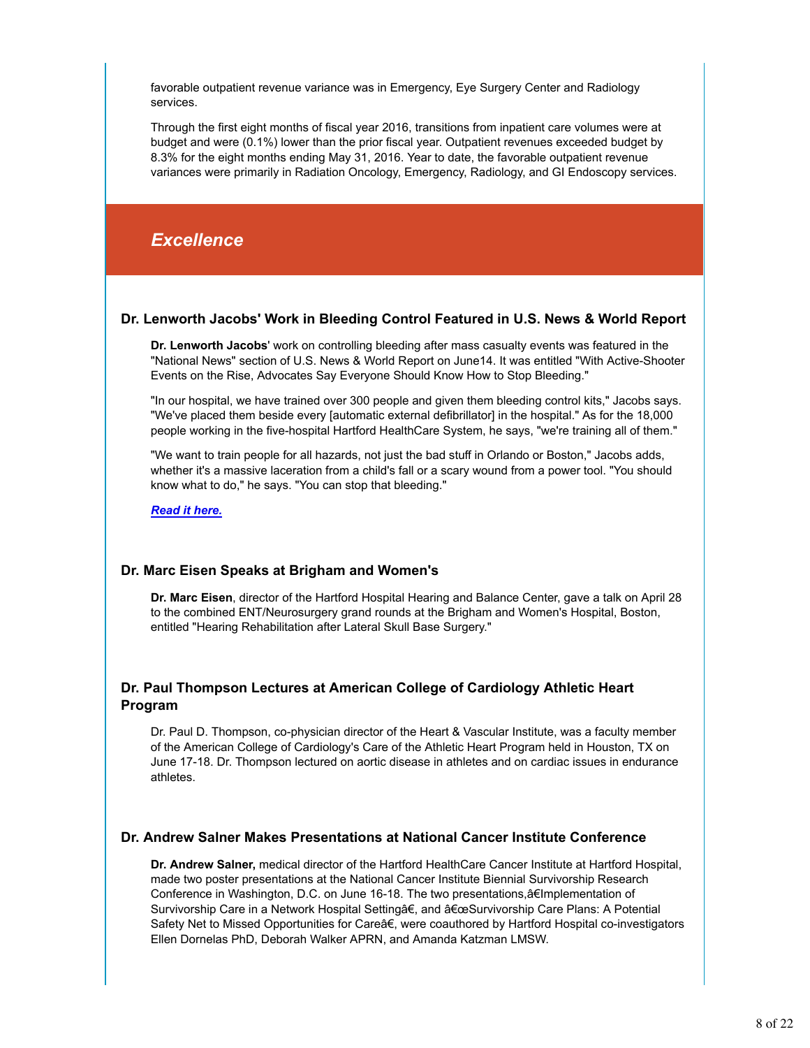favorable outpatient revenue variance was in Emergency, Eye Surgery Center and Radiology services.

Through the first eight months of fiscal year 2016, transitions from inpatient care volumes were at budget and were (0.1%) lower than the prior fiscal year. Outpatient revenues exceeded budget by 8.3% for the eight months ending May 31, 2016. Year to date, the favorable outpatient revenue variances were primarily in Radiation Oncology, Emergency, Radiology, and GI Endoscopy services.

## *Excellence*

### Dr. Lenworth Jacobs' Work in Bleeding Control Featured in U.S. News & World Report

**Dr. Lenworth Jacobs**' work on controlling bleeding after mass casualty events was featured in the "National News" section of U.S. News & World Report on June14. It was entitled "With Active-Shooter Events on the Rise, Advocates Say Everyone Should Know How to Stop Bleeding."

"In our hospital, we have trained over 300 people and given them bleeding control kits," Jacobs says. "We've placed them beside every [automatic external defibrillator] in the hospital." As for the 18,000 people working in the five-hospital Hartford HealthCare System, he says, "we're training all of them."

"We want to train people for all hazards, not just the bad stuff in Orlando or Boston," Jacobs adds, whether it's a massive laceration from a child's fall or a scary wound from a power tool. "You should know what to do," he says. "You can stop that bleeding."

***Read it here.***

### Dr. Marc Eisen Speaks at Brigham and Women's

**Dr. Marc Eisen**, director of the Hartford Hospital Hearing and Balance Center, gave a talk on April 28 to the combined ENT/Neurosurgery grand rounds at the Brigham and Women's Hospital, Boston, entitled "Hearing Rehabilitation after Lateral Skull Base Surgery."

### Dr. Paul Thompson Lectures at American College of Cardiology Athletic Heart Program

Dr. Paul D. Thompson, co-physician director of the Heart & Vascular Institute, was a faculty member of the American College of Cardiology's Care of the Athletic Heart Program held in Houston, TX on June 17-18. Dr. Thompson lectured on aortic disease in athletes and on cardiac issues in endurance athletes.

### Dr. Andrew Salner Makes Presentations at National Cancer Institute Conference

**Dr. Andrew Salner,** medical director of the Hartford HealthCare Cancer Institute at Hartford Hospital, made two poster presentations at the National Cancer Institute Biennial Survivorship Research Conference in Washington, D.C. on June 16-18. The two presentations,â€Implementation of Survivorship Care in a Network Hospital Settingâ€, and â€œSurvivorship Care Plans: A Potential Safety Net to Missed Opportunities for Careâ€, were coauthored by Hartford Hospital co-investigators Ellen Dornelas PhD, Deborah Walker APRN, and Amanda Katzman LMSW.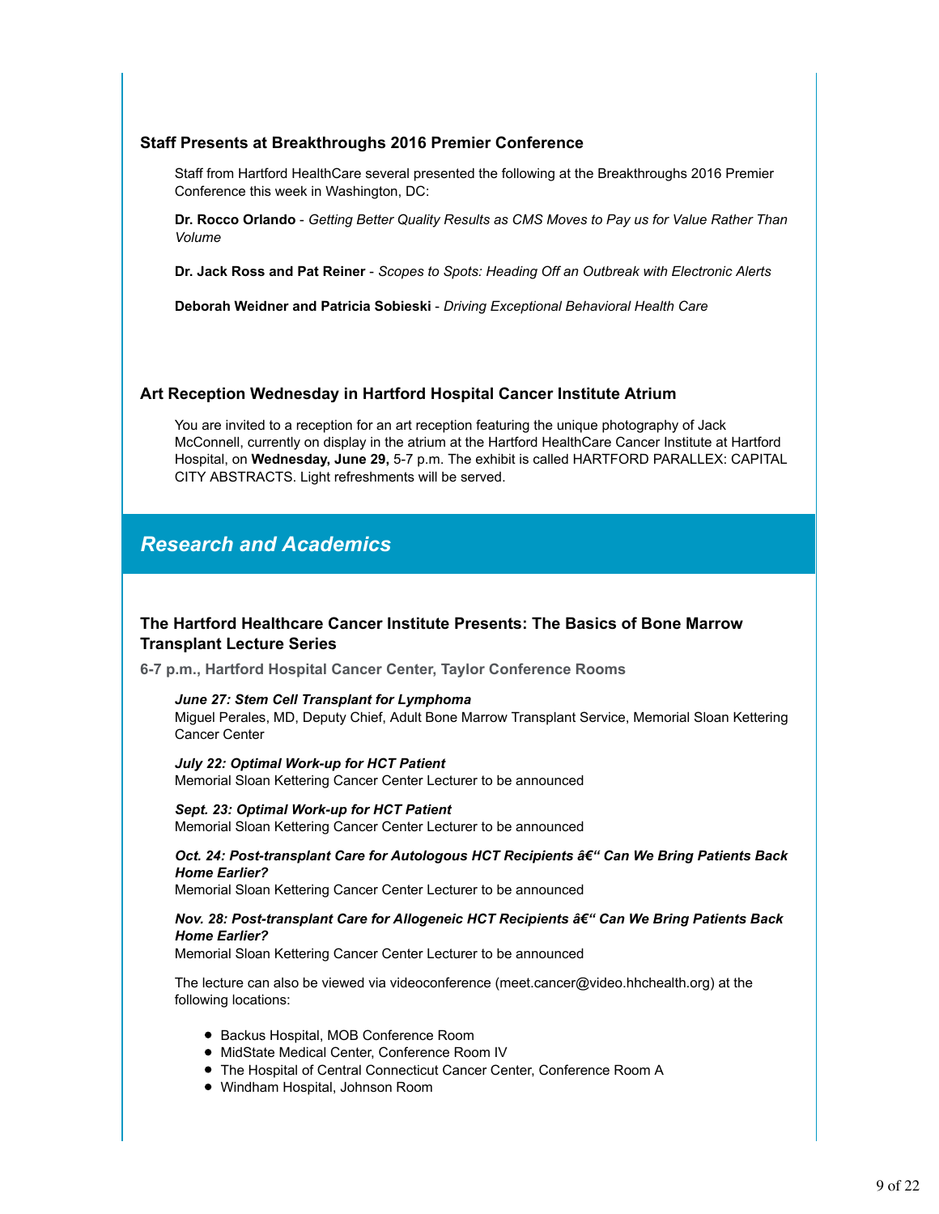### Staff Presents at Breakthroughs 2016 Premier Conference

Staff from Hartford HealthCare several presented the following at the Breakthroughs 2016 Premier Conference this week in Washington, DC:

**Dr. Rocco Orlando** - *Getting Better Quality Results as CMS Moves to Pay us for Value Rather Than Volume*

**Dr. Jack Ross and Pat Reiner** - *Scopes to Spots: Heading Off an Outbreak with Electronic Alerts*

**Deborah Weidner and Patricia Sobieski** - *Driving Exceptional Behavioral Health Care*

### Art Reception Wednesday in Hartford Hospital Cancer Institute Atrium

You are invited to a reception for an art reception featuring the unique photography of Jack McConnell, currently on display in the atrium at the Hartford HealthCare Cancer Institute at Hartford Hospital, on **Wednesday, June 29,** 5-7 p.m. The exhibit is called HARTFORD PARALLEX: CAPITAL CITY ABSTRACTS. Light refreshments will be served.

## *Research and Academics*

### The Hartford Healthcare Cancer Institute Presents: The Basics of Bone Marrow Transplant Lecture Series

**6-7 p.m., Hartford Hospital Cancer Center, Taylor Conference Rooms**

***June 27: Stem Cell Transplant for Lymphoma***
Miguel Perales, MD, Deputy Chief, Adult Bone Marrow Transplant Service, Memorial Sloan Kettering Cancer Center

***July 22: Optimal Work-up for HCT Patient***
Memorial Sloan Kettering Cancer Center Lecturer to be announced

***Sept. 23: Optimal Work-up for HCT Patient***
Memorial Sloan Kettering Cancer Center Lecturer to be announced

***Oct. 24: Post-transplant Care for Autologous HCT Recipients â€“ Can We Bring Patients Back Home Earlier?***
Memorial Sloan Kettering Cancer Center Lecturer to be announced

***Nov. 28: Post-transplant Care for Allogeneic HCT Recipients â€“ Can We Bring Patients Back Home Earlier?***
Memorial Sloan Kettering Cancer Center Lecturer to be announced

The lecture can also be viewed via videoconference (meet.cancer@video.hhchealth.org) at the following locations:

- Backus Hospital, MOB Conference Room
- MidState Medical Center, Conference Room IV
- The Hospital of Central Connecticut Cancer Center, Conference Room A
- Windham Hospital, Johnson Room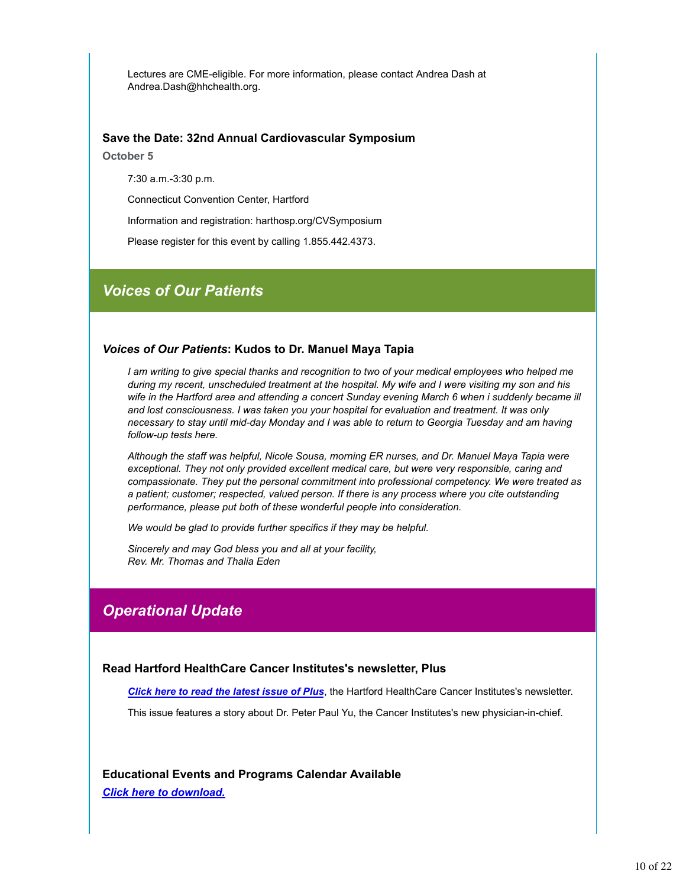Lectures are CME-eligible. For more information, please contact Andrea Dash at Andrea.Dash@hhchealth.org.

### Save the Date: 32nd Annual Cardiovascular Symposium

**October 5**

7:30 a.m.-3:30 p.m.

Connecticut Convention Center, Hartford

Information and registration: harthosp.org/CVSymposium

Please register for this event by calling 1.855.442.4373.

## *Voices of Our Patients*

### *Voices of Our Patients*: Kudos to Dr. Manuel Maya Tapia

*I am writing to give special thanks and recognition to two of your medical employees who helped me during my recent, unscheduled treatment at the hospital. My wife and I were visiting my son and his wife in the Hartford area and attending a concert Sunday evening March 6 when i suddenly became ill and lost consciousness. I was taken you your hospital for evaluation and treatment. It was only necessary to stay until mid-day Monday and I was able to return to Georgia Tuesday and am having follow-up tests here.*

*Although the staff was helpful, Nicole Sousa, morning ER nurses, and Dr. Manuel Maya Tapia were exceptional. They not only provided excellent medical care, but were very responsible, caring and compassionate. They put the personal commitment into professional competency. We were treated as a patient; customer; respected, valued person. If there is any process where you cite outstanding performance, please put both of these wonderful people into consideration.*

*We would be glad to provide further specifics if they may be helpful.*

*Sincerely and may God bless you and all at your facility,*
*Rev. Mr. Thomas and Thalia Eden*

## *Operational Update*

### Read Hartford HealthCare Cancer Institutes's newsletter, Plus

***Click here to read the latest issue of Plus***, the Hartford HealthCare Cancer Institutes's newsletter.

This issue features a story about Dr. Peter Paul Yu, the Cancer Institutes's new physician-in-chief.

### Educational Events and Programs Calendar Available

***Click here to download.***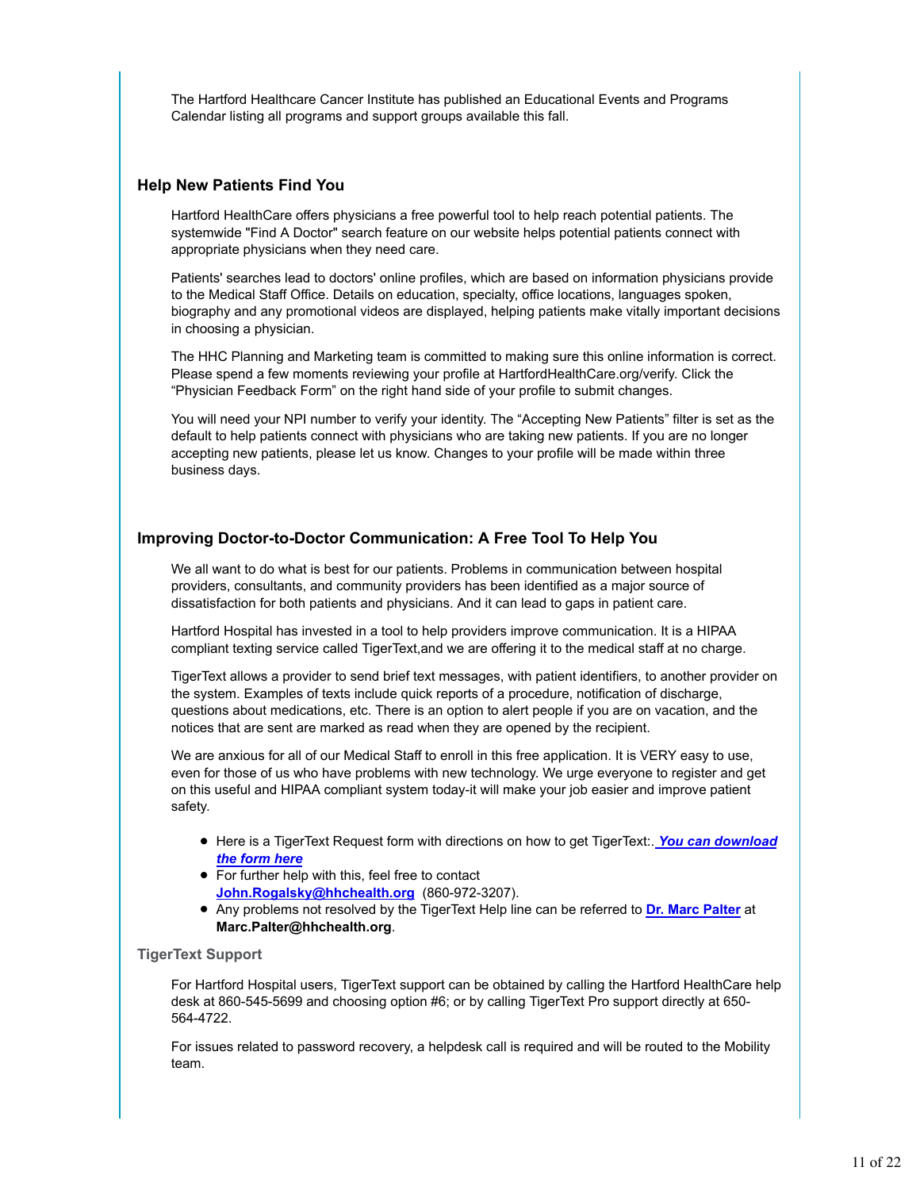The Hartford Healthcare Cancer Institute has published an Educational Events and Programs Calendar listing all programs and support groups available this fall.

### Help New Patients Find You

Hartford HealthCare offers physicians a free powerful tool to help reach potential patients. The systemwide "Find A Doctor" search feature on our website helps potential patients connect with appropriate physicians when they need care.

Patients' searches lead to doctors' online profiles, which are based on information physicians provide to the Medical Staff Office. Details on education, specialty, office locations, languages spoken, biography and any promotional videos are displayed, helping patients make vitally important decisions in choosing a physician.

The HHC Planning and Marketing team is committed to making sure this online information is correct. Please spend a few moments reviewing your profile at HartfordHealthCare.org/verify. Click the "Physician Feedback Form" on the right hand side of your profile to submit changes.

You will need your NPI number to verify your identity. The "Accepting New Patients" filter is set as the default to help patients connect with physicians who are taking new patients. If you are no longer accepting new patients, please let us know. Changes to your profile will be made within three business days.

### Improving Doctor-to-Doctor Communication: A Free Tool To Help You

We all want to do what is best for our patients. Problems in communication between hospital providers, consultants, and community providers has been identified as a major source of dissatisfaction for both patients and physicians. And it can lead to gaps in patient care.

Hartford Hospital has invested in a tool to help providers improve communication. It is a HIPAA compliant texting service called TigerText,and we are offering it to the medical staff at no charge.

TigerText allows a provider to send brief text messages, with patient identifiers, to another provider on the system. Examples of texts include quick reports of a procedure, notification of discharge, questions about medications, etc. There is an option to alert people if you are on vacation, and the notices that are sent are marked as read when they are opened by the recipient.

We are anxious for all of our Medical Staff to enroll in this free application. It is VERY easy to use, even for those of us who have problems with new technology. We urge everyone to register and get on this useful and HIPAA compliant system today-it will make your job easier and improve patient safety.

- Here is a TigerText Request form with directions on how to get TigerText:. ***You can download the form here***
- For further help with this, feel free to contact **John.Rogalsky@hhchealth.org** (860-972-3207).
- Any problems not resolved by the TigerText Help line can be referred to **Dr. Marc Palter** at **Marc.Palter@hhchealth.org**.

#### TigerText Support

For Hartford Hospital users, TigerText support can be obtained by calling the Hartford HealthCare help desk at 860-545-5699 and choosing option #6; or by calling TigerText Pro support directly at 650-564-4722.

For issues related to password recovery, a helpdesk call is required and will be routed to the Mobility team.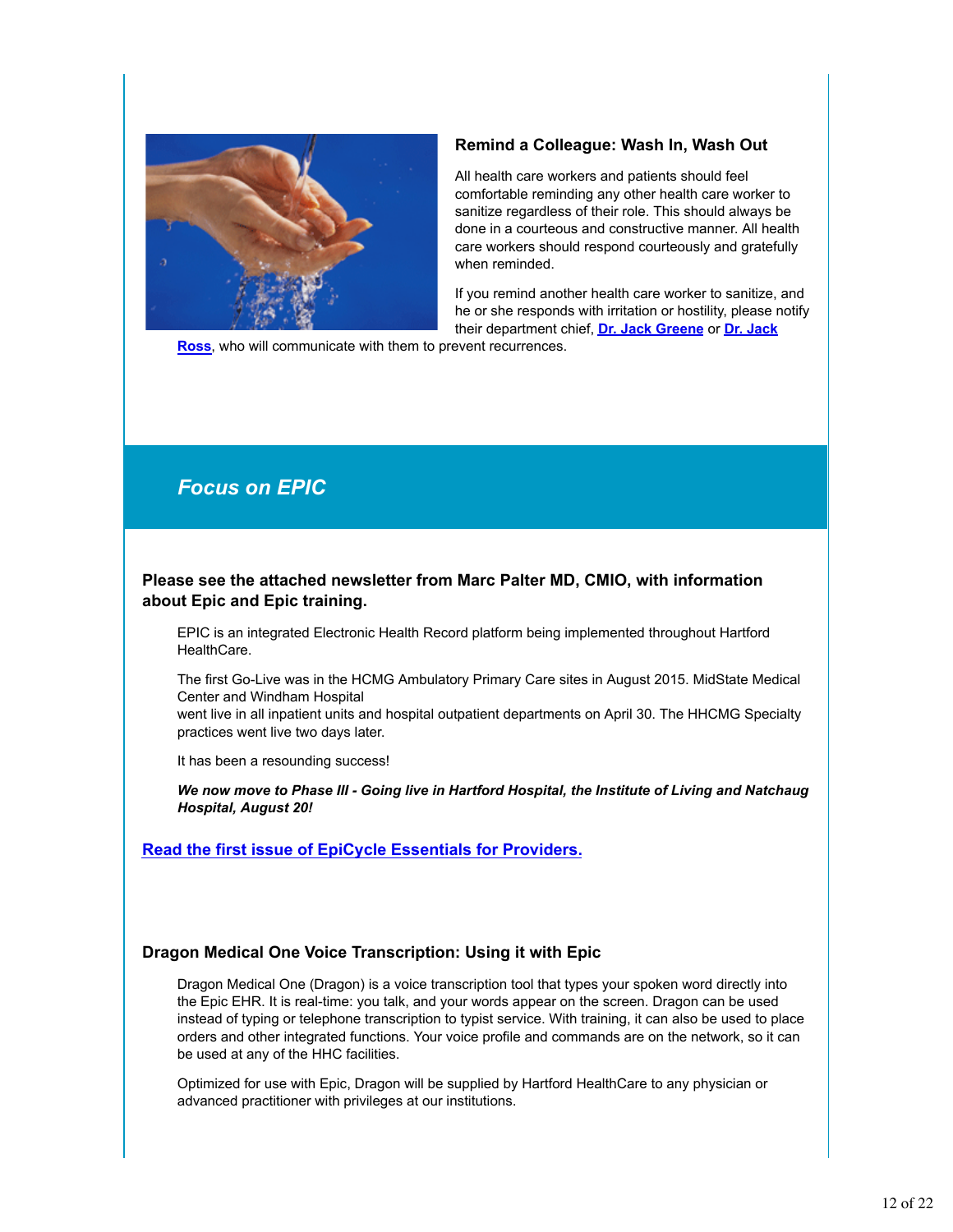### Remind a Colleague: Wash In, Wash Out

All health care workers and patients should feel comfortable reminding any other health care worker to sanitize regardless of their role. This should always be done in a courteous and constructive manner. All health care workers should respond courteously and gratefully when reminded.

If you remind another health care worker to sanitize, and he or she responds with irritation or hostility, please notify their department chief, **Dr. Jack Greene** or **Dr. Jack Ross**, who will communicate with them to prevent recurrences.

## *Focus on EPIC*

**Please see the attached newsletter from Marc Palter MD, CMIO, with information about Epic and Epic training.**

EPIC is an integrated Electronic Health Record platform being implemented throughout Hartford HealthCare.

The first Go-Live was in the HCMG Ambulatory Primary Care sites in August 2015. MidState Medical Center and Windham Hospital went live in all inpatient units and hospital outpatient departments on April 30. The HHCMG Specialty practices went live two days later.

It has been a resounding success!

***We now move to Phase III - Going live in Hartford Hospital, the Institute of Living and Natchaug Hospital, August 20!***

**Read the first issue of EpiCycle Essentials for Providers.**

### Dragon Medical One Voice Transcription: Using it with Epic

Dragon Medical One (Dragon) is a voice transcription tool that types your spoken word directly into the Epic EHR. It is real-time: you talk, and your words appear on the screen. Dragon can be used instead of typing or telephone transcription to typist service. With training, it can also be used to place orders and other integrated functions. Your voice profile and commands are on the network, so it can be used at any of the HHC facilities.

Optimized for use with Epic, Dragon will be supplied by Hartford HealthCare to any physician or advanced practitioner with privileges at our institutions.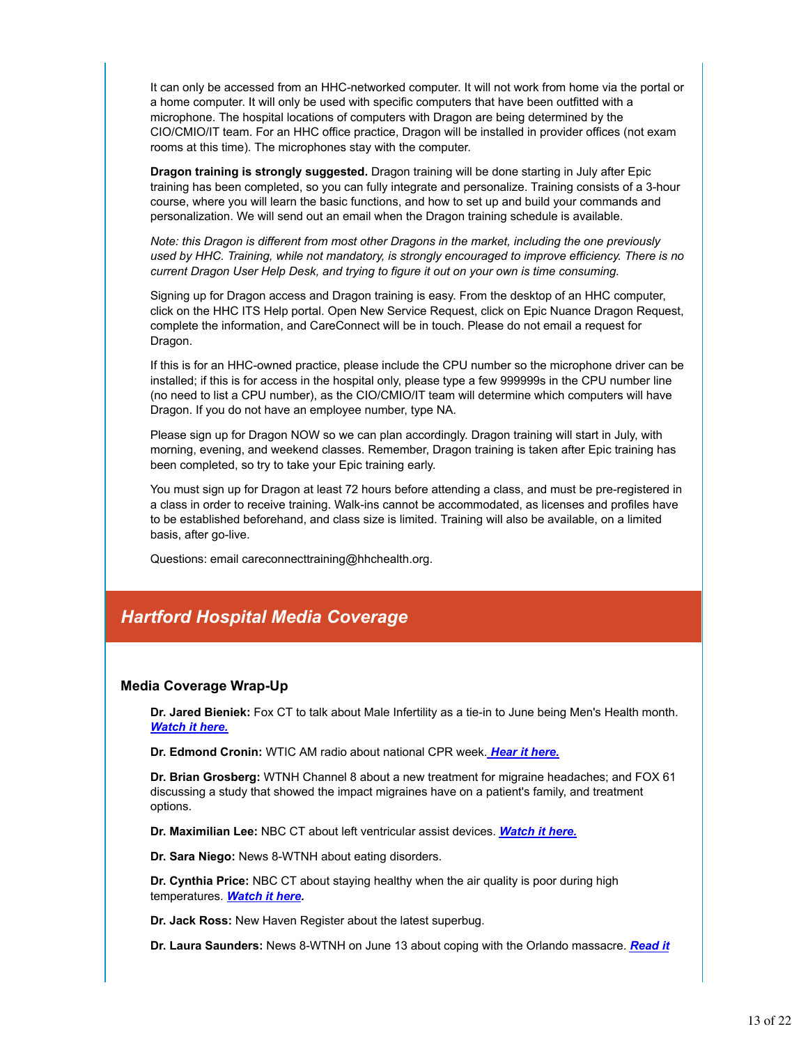It can only be accessed from an HHC-networked computer. It will not work from home via the portal or a home computer. It will only be used with specific computers that have been outfitted with a microphone. The hospital locations of computers with Dragon are being determined by the CIO/CMIO/IT team. For an HHC office practice, Dragon will be installed in provider offices (not exam rooms at this time). The microphones stay with the computer.

**Dragon training is strongly suggested.** Dragon training will be done starting in July after Epic training has been completed, so you can fully integrate and personalize. Training consists of a 3-hour course, where you will learn the basic functions, and how to set up and build your commands and personalization. We will send out an email when the Dragon training schedule is available.

*Note: this Dragon is different from most other Dragons in the market, including the one previously used by HHC. Training, while not mandatory, is strongly encouraged to improve efficiency. There is no current Dragon User Help Desk, and trying to figure it out on your own is time consuming.*

Signing up for Dragon access and Dragon training is easy. From the desktop of an HHC computer, click on the HHC ITS Help portal. Open New Service Request, click on Epic Nuance Dragon Request, complete the information, and CareConnect will be in touch. Please do not email a request for Dragon.

If this is for an HHC-owned practice, please include the CPU number so the microphone driver can be installed; if this is for access in the hospital only, please type a few 999999s in the CPU number line (no need to list a CPU number), as the CIO/CMIO/IT team will determine which computers will have Dragon. If you do not have an employee number, type NA.

Please sign up for Dragon NOW so we can plan accordingly. Dragon training will start in July, with morning, evening, and weekend classes. Remember, Dragon training is taken after Epic training has been completed, so try to take your Epic training early.

You must sign up for Dragon at least 72 hours before attending a class, and must be pre-registered in a class in order to receive training. Walk-ins cannot be accommodated, as licenses and profiles have to be established beforehand, and class size is limited. Training will also be available, on a limited basis, after go-live.

Questions: email careconnecttraining@hhchealth.org.

## *Hartford Hospital Media Coverage*

### Media Coverage Wrap-Up

**Dr. Jared Bieniek:** Fox CT to talk about Male Infertility as a tie-in to June being Men's Health month. ***Watch it here.***

**Dr. Edmond Cronin:** WTIC AM radio about national CPR week. ***Hear it here.***

**Dr. Brian Grosberg:** WTNH Channel 8 about a new treatment for migraine headaches; and FOX 61 discussing a study that showed the impact migraines have on a patient's family, and treatment options.

**Dr. Maximilian Lee:** NBC CT about left ventricular assist devices. ***Watch it here.***

**Dr. Sara Niego:** News 8-WTNH about eating disorders.

**Dr. Cynthia Price:** NBC CT about staying healthy when the air quality is poor during high temperatures. ***Watch it here.***

**Dr. Jack Ross:** New Haven Register about the latest superbug.

**Dr. Laura Saunders:** News 8-WTNH on June 13 about coping with the Orlando massacre. ***Read it***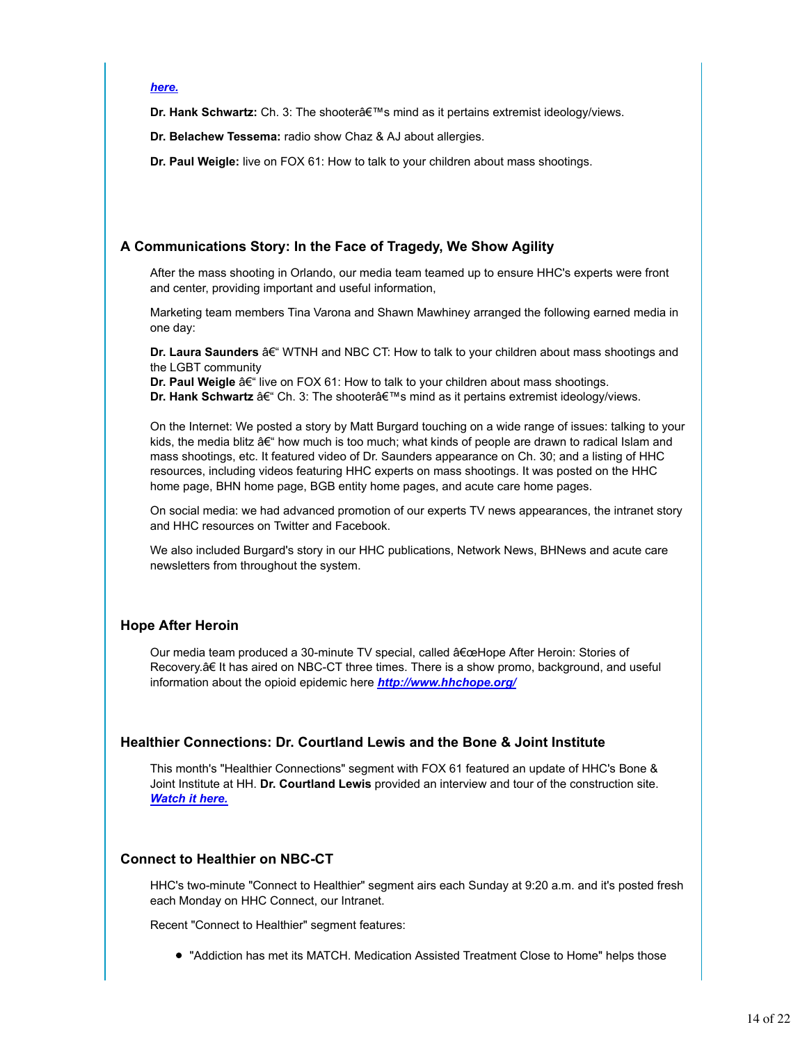***here.***

**Dr. Hank Schwartz:** Ch. 3: The shooterâ€™s mind as it pertains extremist ideology/views.

**Dr. Belachew Tessema:** radio show Chaz & AJ about allergies.

**Dr. Paul Weigle:** live on FOX 61: How to talk to your children about mass shootings.

### A Communications Story: In the Face of Tragedy, We Show Agility

After the mass shooting in Orlando, our media team teamed up to ensure HHC's experts were front and center, providing important and useful information,

Marketing team members Tina Varona and Shawn Mawhiney arranged the following earned media in one day:

**Dr. Laura Saunders** â€“ WTNH and NBC CT: How to talk to your children about mass shootings and the LGBT community
**Dr. Paul Weigle** â€“ live on FOX 61: How to talk to your children about mass shootings.
**Dr. Hank Schwartz** â€“ Ch. 3: The shooterâ€™s mind as it pertains extremist ideology/views.

On the Internet: We posted a story by Matt Burgard touching on a wide range of issues: talking to your kids, the media blitz â€“ how much is too much; what kinds of people are drawn to radical Islam and mass shootings, etc. It featured video of Dr. Saunders appearance on Ch. 30; and a listing of HHC resources, including videos featuring HHC experts on mass shootings. It was posted on the HHC home page, BHN home page, BGB entity home pages, and acute care home pages.

On social media: we had advanced promotion of our experts TV news appearances, the intranet story and HHC resources on Twitter and Facebook.

We also included Burgard's story in our HHC publications, Network News, BHNews and acute care newsletters from throughout the system.

### Hope After Heroin

Our media team produced a 30-minute TV special, called â€œHope After Heroin: Stories of Recovery.â€ It has aired on NBC-CT three times. There is a show promo, background, and useful information about the opioid epidemic here ***http://www.hhchope.org/***

### Healthier Connections: Dr. Courtland Lewis and the Bone & Joint Institute

This month's "Healthier Connections" segment with FOX 61 featured an update of HHC's Bone & Joint Institute at HH. **Dr. Courtland Lewis** provided an interview and tour of the construction site. ***Watch it here.***

### Connect to Healthier on NBC-CT

HHC's two-minute "Connect to Healthier" segment airs each Sunday at 9:20 a.m. and it's posted fresh each Monday on HHC Connect, our Intranet.

Recent "Connect to Healthier" segment features:

- "Addiction has met its MATCH. Medication Assisted Treatment Close to Home" helps those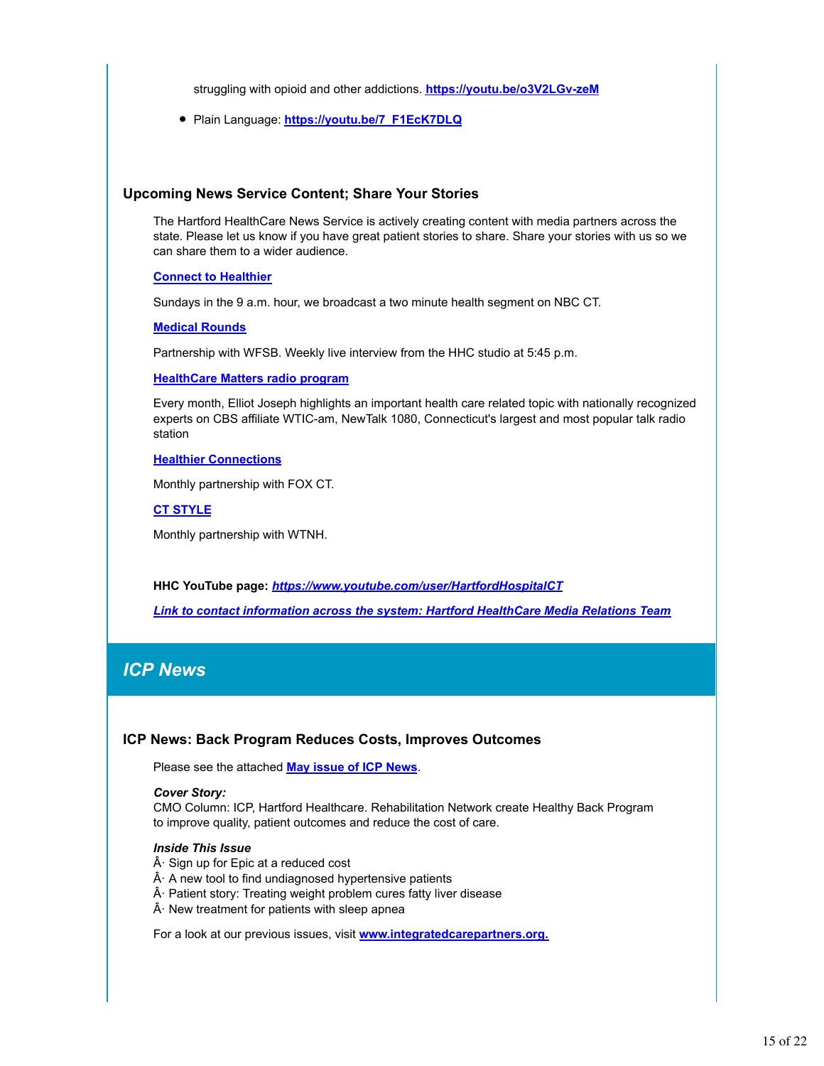struggling with opioid and other addictions. **https://youtu.be/o3V2LGv-zeM**

- Plain Language: **https://youtu.be/7_F1EcK7DLQ**

### Upcoming News Service Content; Share Your Stories

The Hartford HealthCare News Service is actively creating content with media partners across the state. Please let us know if you have great patient stories to share. Share your stories with us so we can share them to a wider audience.

**Connect to Healthier**

Sundays in the 9 a.m. hour, we broadcast a two minute health segment on NBC CT.

**Medical Rounds**

Partnership with WFSB. Weekly live interview from the HHC studio at 5:45 p.m.

**HealthCare Matters radio program**

Every month, Elliot Joseph highlights an important health care related topic with nationally recognized experts on CBS affiliate WTIC-am, NewTalk 1080, Connecticut's largest and most popular talk radio station

**Healthier Connections**

Monthly partnership with FOX CT.

**CT STYLE**

Monthly partnership with WTNH.

**HHC YouTube page:** ***https://www.youtube.com/user/HartfordHospitalCT***

***Link to contact information across the system: Hartford HealthCare Media Relations Team***

## *ICP News*

### ICP News: Back Program Reduces Costs, Improves Outcomes

Please see the attached **May issue of ICP News**.

***Cover Story:***
CMO Column: ICP, Hartford Healthcare. Rehabilitation Network create Healthy Back Program to improve quality, patient outcomes and reduce the cost of care.

***Inside This Issue***
Â· Sign up for Epic at a reduced cost
Â· A new tool to find undiagnosed hypertensive patients
Â· Patient story: Treating weight problem cures fatty liver disease
Â· New treatment for patients with sleep apnea

For a look at our previous issues, visit **www.integratedcarepartners.org.**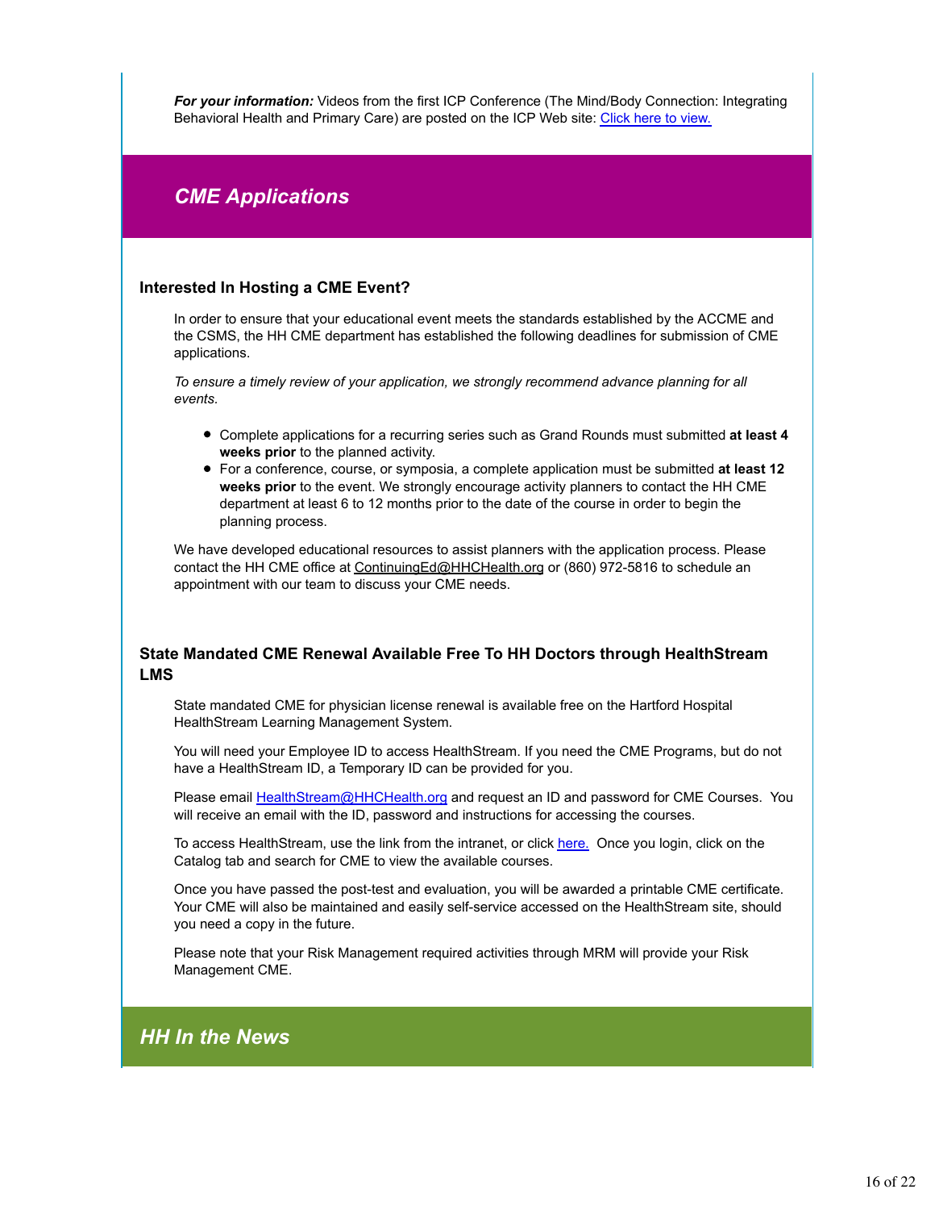***For your information:*** Videos from the first ICP Conference (The Mind/Body Connection: Integrating Behavioral Health and Primary Care) are posted on the ICP Web site: [Click here to view.]()

## *CME Applications*

### Interested In Hosting a CME Event?

In order to ensure that your educational event meets the standards established by the ACCME and the CSMS, the HH CME department has established the following deadlines for submission of CME applications.

*To ensure a timely review of your application, we strongly recommend advance planning for all events.*

- Complete applications for a recurring series such as Grand Rounds must submitted **at least 4 weeks prior** to the planned activity.
- For a conference, course, or symposia, a complete application must be submitted **at least 12 weeks prior** to the event. We strongly encourage activity planners to contact the HH CME department at least 6 to 12 months prior to the date of the course in order to begin the planning process.

We have developed educational resources to assist planners with the application process. Please contact the HH CME office at ContinuingEd@HHCHealth.org or (860) 972-5816 to schedule an appointment with our team to discuss your CME needs.

### State Mandated CME Renewal Available Free To HH Doctors through HealthStream LMS

State mandated CME for physician license renewal is available free on the Hartford Hospital HealthStream Learning Management System.

You will need your Employee ID to access HealthStream. If you need the CME Programs, but do not have a HealthStream ID, a Temporary ID can be provided for you.

Please email HealthStream@HHCHealth.org and request an ID and password for CME Courses. You will receive an email with the ID, password and instructions for accessing the courses.

To access HealthStream, use the link from the intranet, or click [here.]() Once you login, click on the Catalog tab and search for CME to view the available courses.

Once you have passed the post-test and evaluation, you will be awarded a printable CME certificate. Your CME will also be maintained and easily self-service accessed on the HealthStream site, should you need a copy in the future.

Please note that your Risk Management required activities through MRM will provide your Risk Management CME.

## *HH In the News*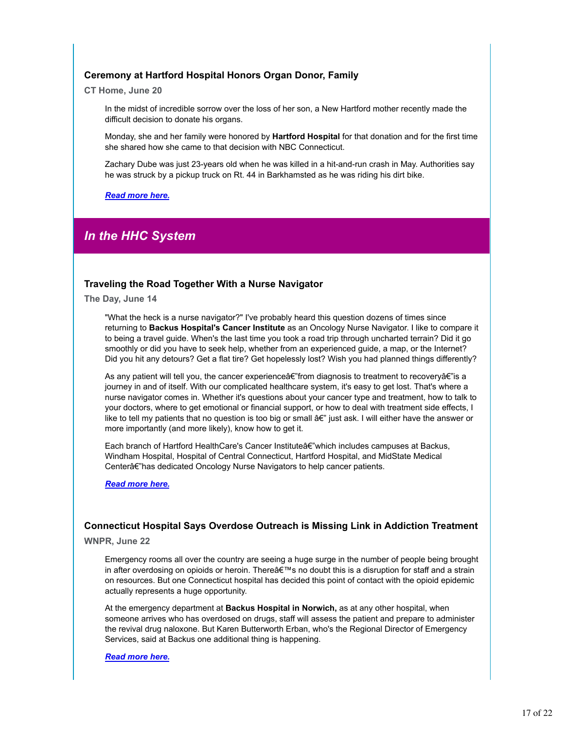### Ceremony at Hartford Hospital Honors Organ Donor, Family

**CT Home, June 20**

In the midst of incredible sorrow over the loss of her son, a New Hartford mother recently made the difficult decision to donate his organs.

Monday, she and her family were honored by **Hartford Hospital** for that donation and for the first time she shared how she came to that decision with NBC Connecticut.

Zachary Dube was just 23-years old when he was killed in a hit-and-run crash in May. Authorities say he was struck by a pickup truck on Rt. 44 in Barkhamsted as he was riding his dirt bike.

***Read more here.***

## *In the HHC System*

### Traveling the Road Together With a Nurse Navigator

**The Day, June 14**

"What the heck is a nurse navigator?" I've probably heard this question dozens of times since returning to **Backus Hospital's Cancer Institute** as an Oncology Nurse Navigator. I like to compare it to being a travel guide. When's the last time you took a road trip through uncharted terrain? Did it go smoothly or did you have to seek help, whether from an experienced guide, a map, or the Internet? Did you hit any detours? Get a flat tire? Get hopelessly lost? Wish you had planned things differently?

As any patient will tell you, the cancer experienceâ€"from diagnosis to treatment to recoveryâ€"is a journey in and of itself. With our complicated healthcare system, it's easy to get lost. That's where a nurse navigator comes in. Whether it's questions about your cancer type and treatment, how to talk to your doctors, where to get emotional or financial support, or how to deal with treatment side effects, I like to tell my patients that no question is too big or small â€" just ask. I will either have the answer or more importantly (and more likely), know how to get it.

Each branch of Hartford HealthCare's Cancer Instituteâ€"which includes campuses at Backus, Windham Hospital, Hospital of Central Connecticut, Hartford Hospital, and MidState Medical Centerâ€"has dedicated Oncology Nurse Navigators to help cancer patients.

***Read more here.***

### Connecticut Hospital Says Overdose Outreach is Missing Link in Addiction Treatment

**WNPR, June 22**

Emergency rooms all over the country are seeing a huge surge in the number of people being brought in after overdosing on opioids or heroin. Thereâ€™s no doubt this is a disruption for staff and a strain on resources. But one Connecticut hospital has decided this point of contact with the opioid epidemic actually represents a huge opportunity.

At the emergency department at **Backus Hospital in Norwich,** as at any other hospital, when someone arrives who has overdosed on drugs, staff will assess the patient and prepare to administer the revival drug naloxone. But Karen Butterworth Erban, who's the Regional Director of Emergency Services, said at Backus one additional thing is happening.

***Read more here.***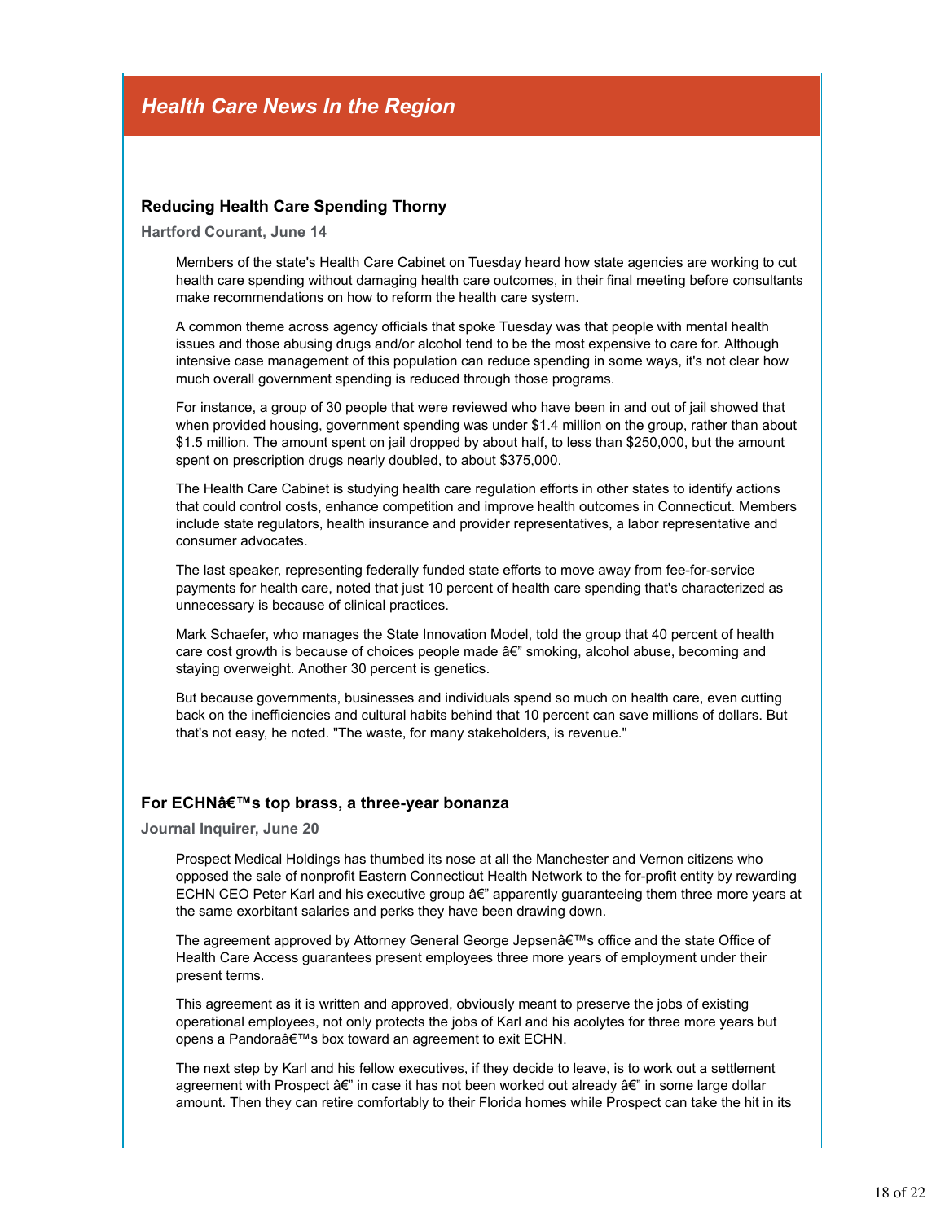## Health Care News In the Region

### Reducing Health Care Spending Thorny

**Hartford Courant, June 14**

Members of the state's Health Care Cabinet on Tuesday heard how state agencies are working to cut health care spending without damaging health care outcomes, in their final meeting before consultants make recommendations on how to reform the health care system.

A common theme across agency officials that spoke Tuesday was that people with mental health issues and those abusing drugs and/or alcohol tend to be the most expensive to care for. Although intensive case management of this population can reduce spending in some ways, it's not clear how much overall government spending is reduced through those programs.

For instance, a group of 30 people that were reviewed who have been in and out of jail showed that when provided housing, government spending was under $1.4 million on the group, rather than about $1.5 million. The amount spent on jail dropped by about half, to less than $250,000, but the amount spent on prescription drugs nearly doubled, to about $375,000.

The Health Care Cabinet is studying health care regulation efforts in other states to identify actions that could control costs, enhance competition and improve health outcomes in Connecticut. Members include state regulators, health insurance and provider representatives, a labor representative and consumer advocates.

The last speaker, representing federally funded state efforts to move away from fee-for-service payments for health care, noted that just 10 percent of health care spending that's characterized as unnecessary is because of clinical practices.

Mark Schaefer, who manages the State Innovation Model, told the group that 40 percent of health care cost growth is because of choices people made â€" smoking, alcohol abuse, becoming and staying overweight. Another 30 percent is genetics.

But because governments, businesses and individuals spend so much on health care, even cutting back on the inefficiencies and cultural habits behind that 10 percent can save millions of dollars. But that's not easy, he noted. "The waste, for many stakeholders, is revenue."

### For ECHNâ€™s top brass, a three-year bonanza

**Journal Inquirer, June 20**

Prospect Medical Holdings has thumbed its nose at all the Manchester and Vernon citizens who opposed the sale of nonprofit Eastern Connecticut Health Network to the for-profit entity by rewarding ECHN CEO Peter Karl and his executive group â€" apparently guaranteeing them three more years at the same exorbitant salaries and perks they have been drawing down.

The agreement approved by Attorney General George Jepsenâ€™s office and the state Office of Health Care Access guarantees present employees three more years of employment under their present terms.

This agreement as it is written and approved, obviously meant to preserve the jobs of existing operational employees, not only protects the jobs of Karl and his acolytes for three more years but opens a Pandoraâ€™s box toward an agreement to exit ECHN.

The next step by Karl and his fellow executives, if they decide to leave, is to work out a settlement agreement with Prospect â€" in case it has not been worked out already â€" in some large dollar amount. Then they can retire comfortably to their Florida homes while Prospect can take the hit in its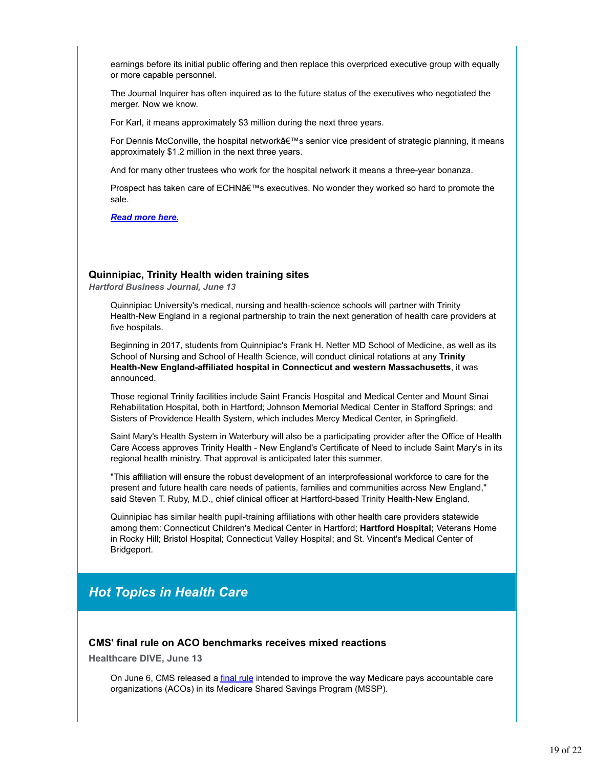earnings before its initial public offering and then replace this overpriced executive group with equally or more capable personnel.

The Journal Inquirer has often inquired as to the future status of the executives who negotiated the merger. Now we know.

For Karl, it means approximately $3 million during the next three years.

For Dennis McConville, the hospital networkâ€™s senior vice president of strategic planning, it means approximately $1.2 million in the next three years.

And for many other trustees who work for the hospital network it means a three-year bonanza.

Prospect has taken care of ECHNâ€™s executives. No wonder they worked so hard to promote the sale.

***Read more here.***

### Quinnipiac, Trinity Health widen training sites

***Hartford Business Journal, June 13***

Quinnipiac University's medical, nursing and health-science schools will partner with Trinity Health-New England in a regional partnership to train the next generation of health care providers at five hospitals.

Beginning in 2017, students from Quinnipiac's Frank H. Netter MD School of Medicine, as well as its School of Nursing and School of Health Science, will conduct clinical rotations at any **Trinity Health-New England-affiliated hospital in Connecticut and western Massachusetts**, it was announced.

Those regional Trinity facilities include Saint Francis Hospital and Medical Center and Mount Sinai Rehabilitation Hospital, both in Hartford; Johnson Memorial Medical Center in Stafford Springs; and Sisters of Providence Health System, which includes Mercy Medical Center, in Springfield.

Saint Mary's Health System in Waterbury will also be a participating provider after the Office of Health Care Access approves Trinity Health - New England's Certificate of Need to include Saint Mary's in its regional health ministry. That approval is anticipated later this summer.

"This affiliation will ensure the robust development of an interprofessional workforce to care for the present and future health care needs of patients, families and communities across New England," said Steven T. Ruby, M.D., chief clinical officer at Hartford-based Trinity Health-New England.

Quinnipiac has similar health pupil-training affiliations with other health care providers statewide among them: Connecticut Children's Medical Center in Hartford; **Hartford Hospital;** Veterans Home in Rocky Hill; Bristol Hospital; Connecticut Valley Hospital; and St. Vincent's Medical Center of Bridgeport.

## *Hot Topics in Health Care*

### CMS' final rule on ACO benchmarks receives mixed reactions

**Healthcare DIVE, June 13**

On June 6, CMS released a final rule intended to improve the way Medicare pays accountable care organizations (ACOs) in its Medicare Shared Savings Program (MSSP).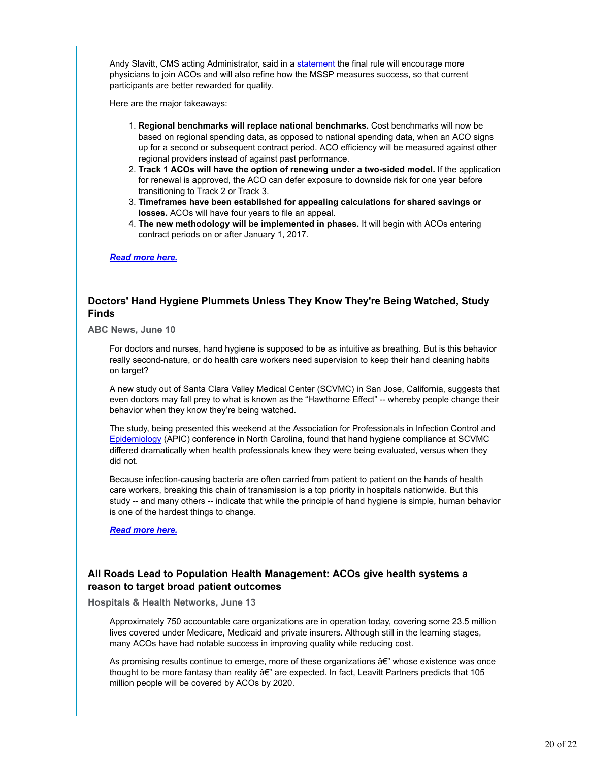Andy Slavitt, CMS acting Administrator, said in a statement the final rule will encourage more physicians to join ACOs and will also refine how the MSSP measures success, so that current participants are better rewarded for quality.

Here are the major takeaways:

1. **Regional benchmarks will replace national benchmarks.** Cost benchmarks will now be based on regional spending data, as opposed to national spending data, when an ACO signs up for a second or subsequent contract period. ACO efficiency will be measured against other regional providers instead of against past performance.
2. **Track 1 ACOs will have the option of renewing under a two-sided model.** If the application for renewal is approved, the ACO can defer exposure to downside risk for one year before transitioning to Track 2 or Track 3.
3. **Timeframes have been established for appealing calculations for shared savings or losses.** ACOs will have four years to file an appeal.
4. **The new methodology will be implemented in phases.** It will begin with ACOs entering contract periods on or after January 1, 2017.

***Read more here.***

## Doctors' Hand Hygiene Plummets Unless They Know They're Being Watched, Study Finds

**ABC News, June 10**

For doctors and nurses, hand hygiene is supposed to be as intuitive as breathing. But is this behavior really second-nature, or do health care workers need supervision to keep their hand cleaning habits on target?

A new study out of Santa Clara Valley Medical Center (SCVMC) in San Jose, California, suggests that even doctors may fall prey to what is known as the "Hawthorne Effect" -- whereby people change their behavior when they know they're being watched.

The study, being presented this weekend at the Association for Professionals in Infection Control and Epidemiology (APIC) conference in North Carolina, found that hand hygiene compliance at SCVMC differed dramatically when health professionals knew they were being evaluated, versus when they did not.

Because infection-causing bacteria are often carried from patient to patient on the hands of health care workers, breaking this chain of transmission is a top priority in hospitals nationwide. But this study -- and many others -- indicate that while the principle of hand hygiene is simple, human behavior is one of the hardest things to change.

***Read more here.***

## All Roads Lead to Population Health Management: ACOs give health systems a reason to target broad patient outcomes

**Hospitals & Health Networks, June 13**

Approximately 750 accountable care organizations are in operation today, covering some 23.5 million lives covered under Medicare, Medicaid and private insurers. Although still in the learning stages, many ACOs have had notable success in improving quality while reducing cost.

As promising results continue to emerge, more of these organizations â€" whose existence was once thought to be more fantasy than reality â€" are expected. In fact, Leavitt Partners predicts that 105 million people will be covered by ACOs by 2020.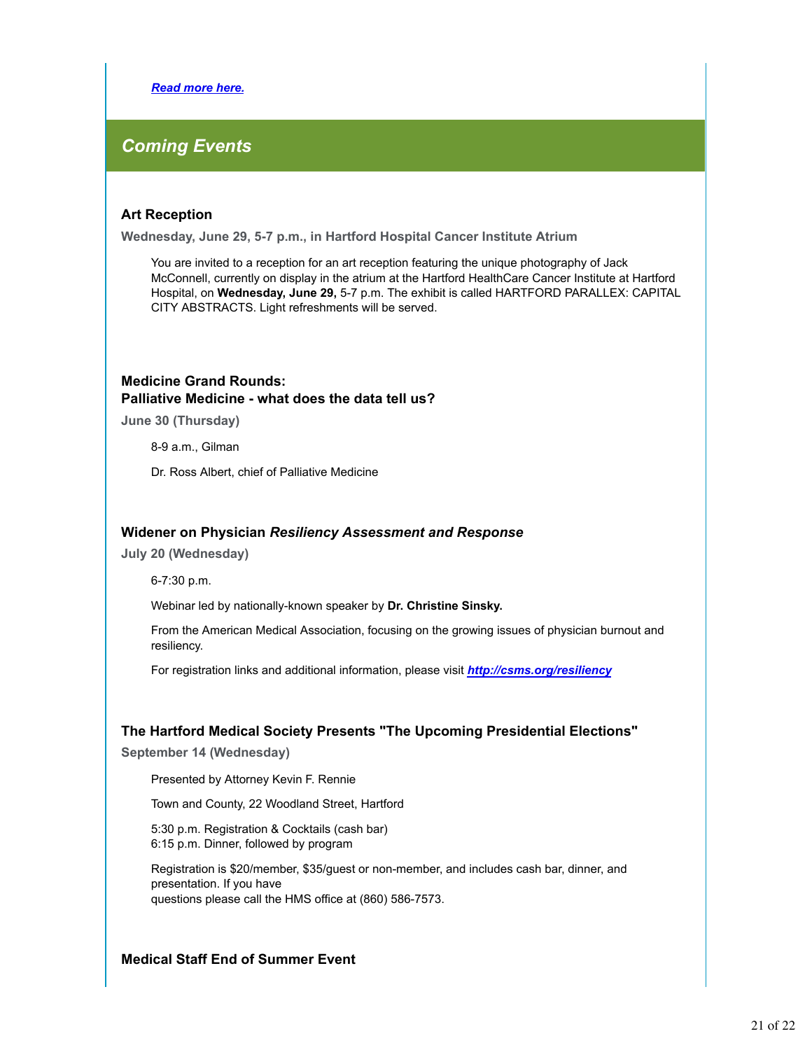***Read more here.***

## *Coming Events*

### Art Reception

**Wednesday, June 29, 5-7 p.m., in Hartford Hospital Cancer Institute Atrium**

You are invited to a reception for an art reception featuring the unique photography of Jack McConnell, currently on display in the atrium at the Hartford HealthCare Cancer Institute at Hartford Hospital, on **Wednesday, June 29,** 5-7 p.m. The exhibit is called HARTFORD PARALLEX: CAPITAL CITY ABSTRACTS. Light refreshments will be served.

### Medicine Grand Rounds: Palliative Medicine - what does the data tell us?

**June 30 (Thursday)**

8-9 a.m., Gilman

Dr. Ross Albert, chief of Palliative Medicine

### Widener on Physician *Resiliency Assessment and Response*

**July 20 (Wednesday)**

6-7:30 p.m.

Webinar led by nationally-known speaker by **Dr. Christine Sinsky.**

From the American Medical Association, focusing on the growing issues of physician burnout and resiliency.

For registration links and additional information, please visit ***http://csms.org/resiliency***

### The Hartford Medical Society Presents "The Upcoming Presidential Elections"

**September 14 (Wednesday)**

Presented by Attorney Kevin F. Rennie

Town and County, 22 Woodland Street, Hartford

5:30 p.m. Registration & Cocktails (cash bar)
6:15 p.m. Dinner, followed by program

Registration is $20/member, $35/guest or non-member, and includes cash bar, dinner, and presentation. If you have
questions please call the HMS office at (860) 586-7573.

### Medical Staff End of Summer Event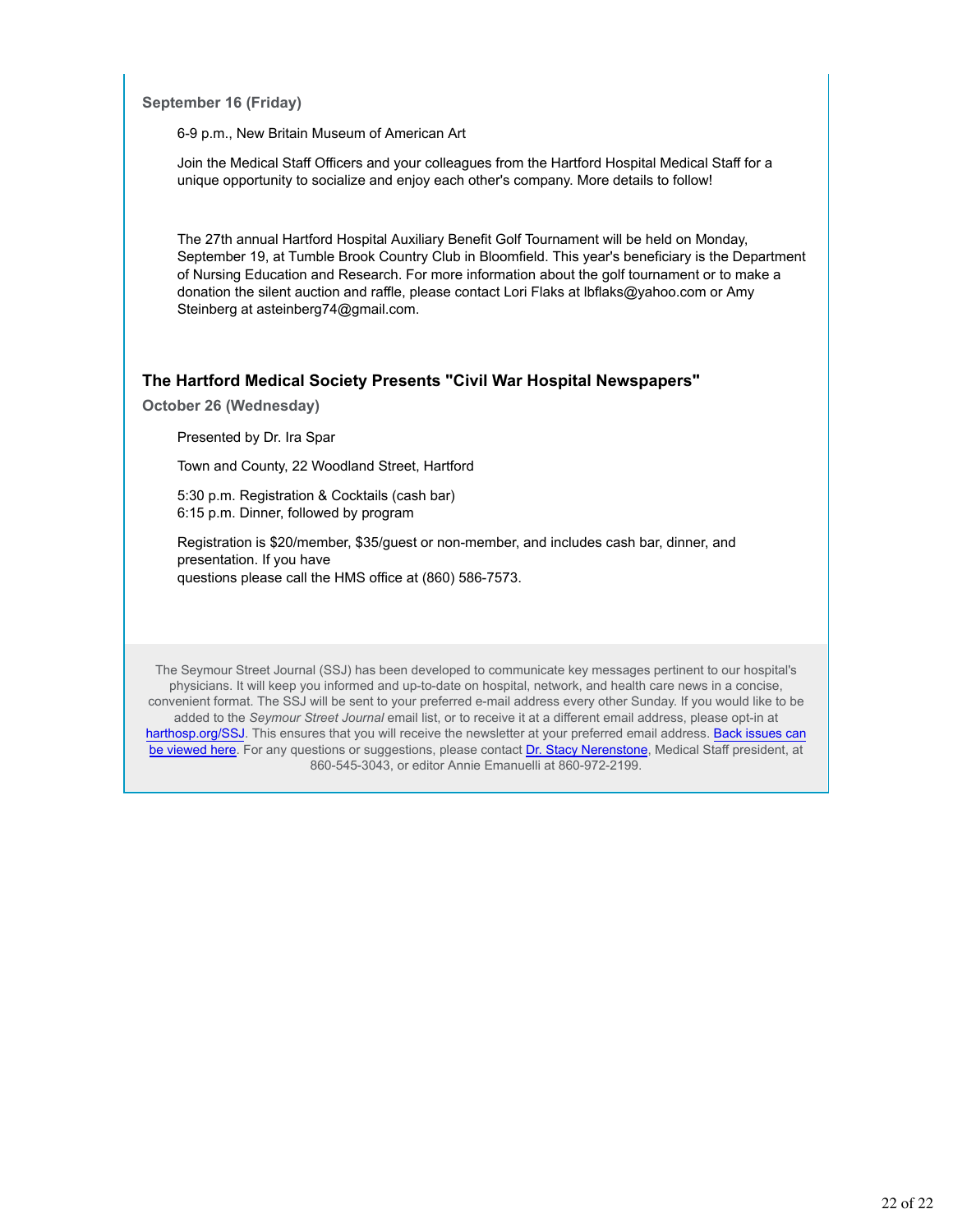**September 16 (Friday)**

6-9 p.m., New Britain Museum of American Art

Join the Medical Staff Officers and your colleagues from the Hartford Hospital Medical Staff for a unique opportunity to socialize and enjoy each other's company. More details to follow!

The 27th annual Hartford Hospital Auxiliary Benefit Golf Tournament will be held on Monday, September 19, at Tumble Brook Country Club in Bloomfield. This year's beneficiary is the Department of Nursing Education and Research. For more information about the golf tournament or to make a donation the silent auction and raffle, please contact Lori Flaks at lbflaks@yahoo.com or Amy Steinberg at asteinberg74@gmail.com.

### The Hartford Medical Society Presents "Civil War Hospital Newspapers"

**October 26 (Wednesday)**

Presented by Dr. Ira Spar

Town and County, 22 Woodland Street, Hartford

5:30 p.m. Registration & Cocktails (cash bar)
6:15 p.m. Dinner, followed by program

Registration is $20/member, $35/guest or non-member, and includes cash bar, dinner, and presentation. If you have
questions please call the HMS office at (860) 586-7573.

The Seymour Street Journal (SSJ) has been developed to communicate key messages pertinent to our hospital's physicians. It will keep you informed and up-to-date on hospital, network, and health care news in a concise, convenient format. The SSJ will be sent to your preferred e-mail address every other Sunday. If you would like to be added to the *Seymour Street Journal* email list, or to receive it at a different email address, please opt-in at harthosp.org/SSJ. This ensures that you will receive the newsletter at your preferred email address. Back issues can be viewed here. For any questions or suggestions, please contact Dr. Stacy Nerenstone, Medical Staff president, at 860-545-3043, or editor Annie Emanuelli at 860-972-2199.